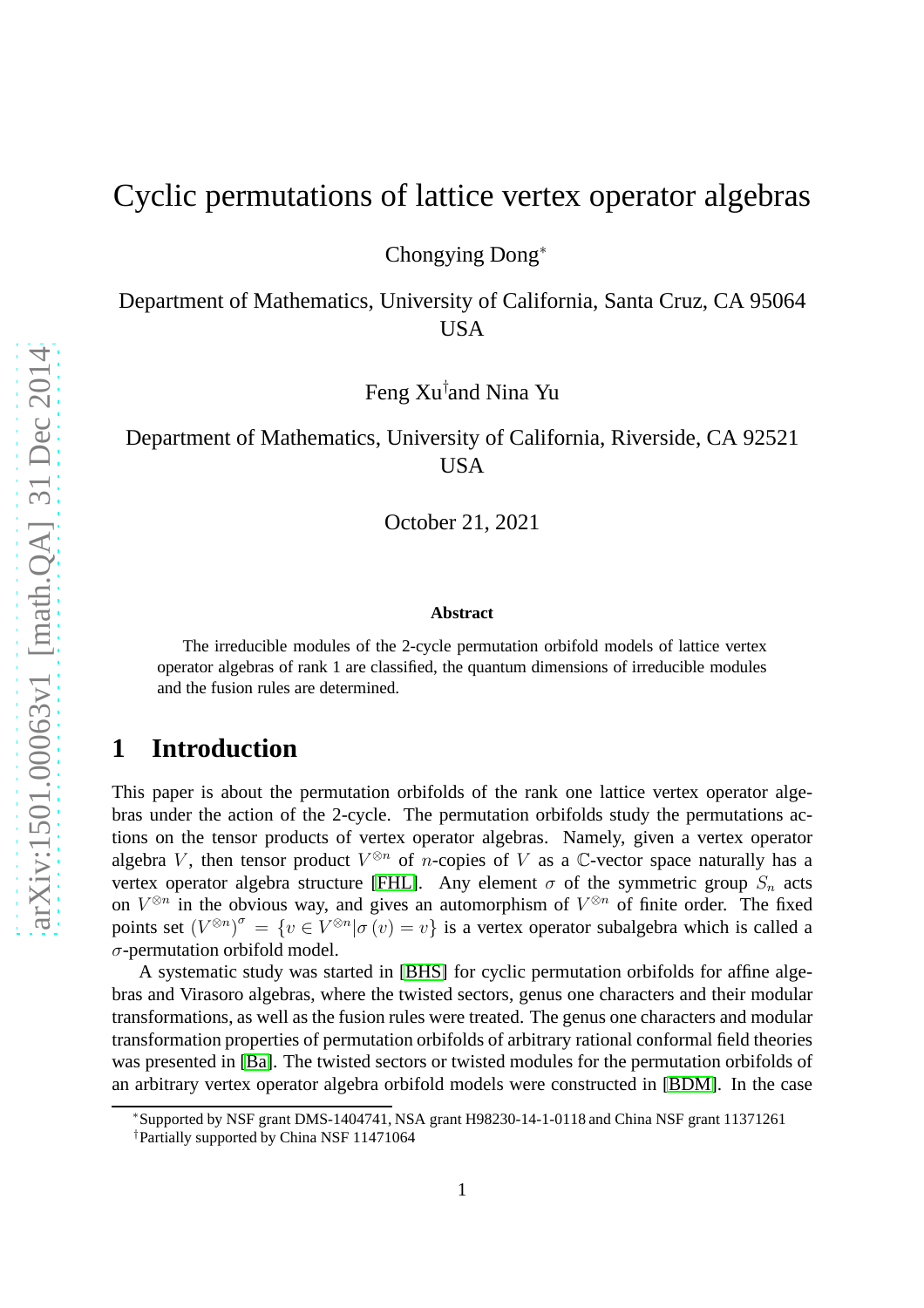# Cyclic permutations of lattice vertex operator algebras

Chongying Dong*

Department of Mathematics, University of California, Santa Cruz, CA 95064 USA

Feng Xu† and Nina Yu

Department of Mathematics, University of California, Riverside, CA 92521 USA

October 21, 2021

**Abstract**

The irreducible modules of the 2-cycle permutation orbifold models of lattice vertex operator algebras of rank 1 are classified, the quantum dimensions of irreducible modules and the fusion rules are determined.

## 1 Introduction

This paper is about the permutation orbifolds of the rank one lattice vertex operator algebras under the action of the 2-cycle. The permutation orbifolds study the permutations actions on the tensor products of vertex operator algebras. Namely, given a vertex operator algebra $V$, then tensor product $V^{\otimes n}$ of $n$-copies of $V$ as a $\mathbb{C}$-vector space naturally has a vertex operator algebra structure [FHL]. Any element $\sigma$ of the symmetric group $S_n$ acts on $V^{\otimes n}$ in the obvious way, and gives an automorphism of $V^{\otimes n}$ of finite order. The fixed points set $\left(V^{\otimes n}\right)^{\sigma} = \{v \in V^{\otimes n} | \sigma(v) = v\}$ is a vertex operator subalgebra which is called a $\sigma$-permutation orbifold model.

A systematic study was started in [BHS] for cyclic permutation orbifolds for affine algebras and Virasoro algebras, where the twisted sectors, genus one characters and their modular transformations, as well as the fusion rules were treated. The genus one characters and modular transformation properties of permutation orbifolds of arbitrary rational conformal field theories was presented in [Ba]. The twisted sectors or twisted modules for the permutation orbifolds of an arbitrary vertex operator algebra orbifold models were constructed in [BDM]. In the case

*Supported by NSF grant DMS-1404741, NSA grant H98230-14-1-0118 and China NSF grant 11371261

†Partially supported by China NSF 11471064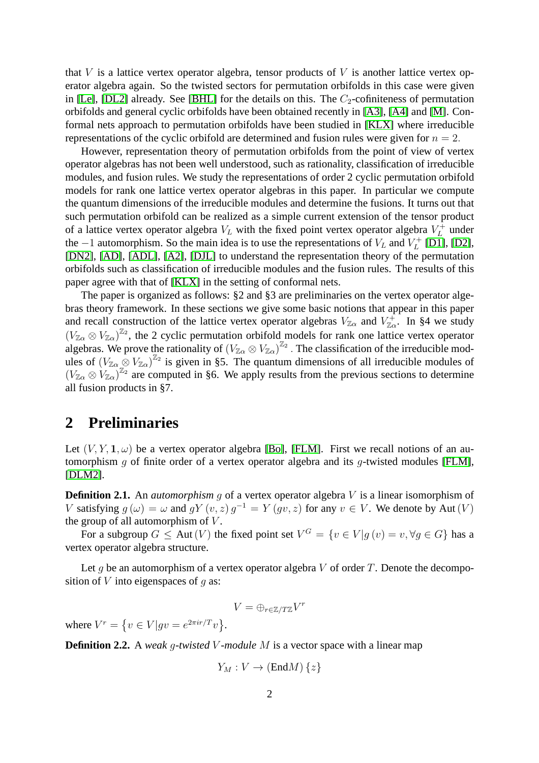that $V$ is a lattice vertex operator algebra, tensor products of $V$ is another lattice vertex operator algebra again. So the twisted sectors for permutation orbifolds in this case were given in [Le], [DL2] already. See [BHL] for the details on this. The $C_2$-cofiniteness of permutation orbifolds and general cyclic orbifolds have been obtained recently in [A3], [A4] and [M]. Conformal nets approach to permutation orbifolds have been studied in [KLX] where irreducible representations of the cyclic orbifold are determined and fusion rules were given for $n = 2$.

However, representation theory of permutation orbifolds from the point of view of vertex operator algebras has not been well understood, such as rationality, classification of irreducible modules, and fusion rules. We study the representations of order 2 cyclic permutation orbifold models for rank one lattice vertex operator algebras in this paper. In particular we compute the quantum dimensions of the irreducible modules and determine the fusions. It turns out that such permutation orbifold can be realized as a simple current extension of the tensor product of a lattice vertex operator algebra $V_L$ with the fixed point vertex operator algebra $V_L^+$ under the $-1$ automorphism. So the main idea is to use the representations of $V_L$ and $V_L^+$ [D1], [D2], [DN2], [AD], [ADL], [A2], [DJL] to understand the representation theory of the permutation orbifolds such as classification of irreducible modules and the fusion rules. The results of this paper agree with that of [KLX] in the setting of conformal nets.

The paper is organized as follows: §2 and §3 are preliminaries on the vertex operator algebras theory framework. In these sections we give some basic notions that appear in this paper and recall construction of the lattice vertex operator algebras $V_{\mathbb{Z}\alpha}$ and $V_{\mathbb{Z}\alpha}^+$. In §4 we study $(V_{\mathbb{Z}\alpha} \otimes V_{\mathbb{Z}\alpha})^{\mathbb{Z}_2}$, the 2 cyclic permutation orbifold models for rank one lattice vertex operator algebras. We prove the rationality of $(V_{\mathbb{Z}\alpha} \otimes V_{\mathbb{Z}\alpha})^{\mathbb{Z}_2}$. The classification of the irreducible modules of $(V_{\mathbb{Z}\alpha} \otimes V_{\mathbb{Z}\alpha})^{\mathbb{Z}_2}$ is given in §5. The quantum dimensions of all irreducible modules of $(V_{\mathbb{Z}\alpha} \otimes V_{\mathbb{Z}\alpha})^{\mathbb{Z}_2}$ are computed in §6. We apply results from the previous sections to determine all fusion products in §7.

# 2 Preliminaries

Let $(V, Y, \mathbf{1}, \omega)$ be a vertex operator algebra [Bo], [FLM]. First we recall notions of an automorphism $g$ of finite order of a vertex operator algebra and its $g$-twisted modules [FLM], [DLM2].

**Definition 2.1.** An *automorphism* $g$ of a vertex operator algebra $V$ is a linear isomorphism of $V$ satisfying $g(\omega) = \omega$ and $gY(v, z)g^{-1} = Y(gv, z)$ for any $v \in V$. We denote by $\mathrm{Aut}(V)$ the group of all automorphism of $V$.

For a subgroup $G \leq \mathrm{Aut}(V)$ the fixed point set $V^G = \{v \in V | g(v) = v, \forall g \in G\}$ has a vertex operator algebra structure.

Let $g$ be an automorphism of a vertex operator algebra $V$ of order $T$. Denote the decomposition of $V$ into eigenspaces of $g$ as:

$$V = \oplus_{r \in \mathbb{Z}/T\mathbb{Z}} V^r$$

where $V^r = \left\{v \in V | gv = e^{2\pi i r/T} v\right\}$.

**Definition 2.2.** A *weak $g$-twisted $V$-module* $M$ is a vector space with a linear map

$$Y_M : V \to (\mathrm{End} M)\{z\}$$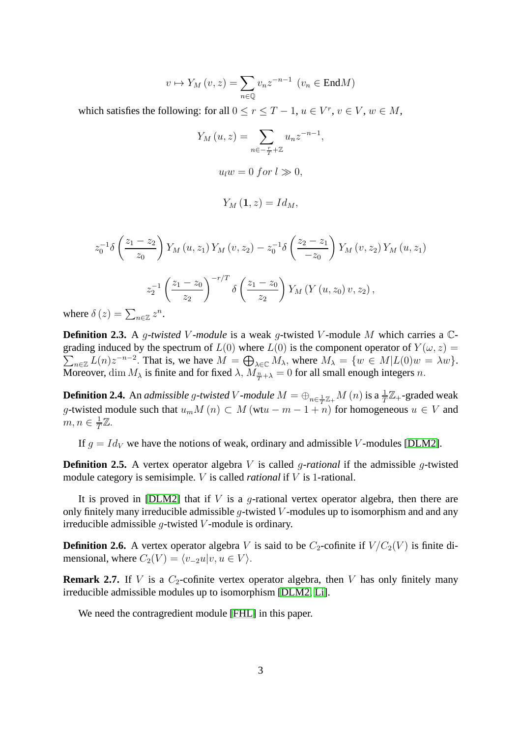$$v \mapsto Y_M(v,z) = \sum_{n\in\mathbb{Q}} v_n z^{-n-1} \ \ (v_n \in \mathrm{End} M)$$

which satisfies the following: for all $0 \le r \le T-1$, $u \in V^r$, $v \in V$, $w \in M$,

$$Y_M(u,z) = \sum_{n\in -\frac{r}{T}+\mathbb{Z}} u_n z^{-n-1},$$

$$u_l w = 0 \ for \ l \gg 0,$$

$$Y_M(\mathbf{1}, z) = Id_M,$$

$$z_0^{-1}\delta\left(\frac{z_1-z_2}{z_0}\right) Y_M(u,z_1) Y_M(v,z_2) - z_0^{-1}\delta\left(\frac{z_2-z_1}{-z_0}\right) Y_M(v,z_2) Y_M(u,z_1)$$

$$z_2^{-1}\left(\frac{z_1-z_0}{z_2}\right)^{-r/T} \delta\left(\frac{z_1-z_0}{z_2}\right) Y_M(Y(u,z_0)v, z_2),$$

where $\delta(z) = \sum_{n\in\mathbb{Z}} z^n$.

**Definition 2.3.** A *$g$-twisted $V$-module* is a weak $g$-twisted $V$-module $M$ which carries a $\mathbb{C}$-grading induced by the spectrum of $L(0)$ where $L(0)$ is the component operator of $Y(\omega, z) = \sum_{n\in\mathbb{Z}} L(n) z^{-n-2}$. That is, we have $M = \bigoplus_{\lambda\in\mathbb{C}} M_\lambda$, where $M_\lambda = \{w \in M | L(0)w = \lambda w\}$. Moreover, $\dim M_\lambda$ is finite and for fixed $\lambda$, $M_{\frac{n}{T}+\lambda} = 0$ for all small enough integers $n$.

**Definition 2.4.** An *admissible $g$-twisted $V$-module* $M = \oplus_{n\in\frac{1}{T}\mathbb{Z}_+} M(n)$ is a $\frac{1}{T}\mathbb{Z}_+$-graded weak $g$-twisted module such that $u_m M(n) \subset M(\mathrm{wt} u - m - 1 + n)$ for homogeneous $u \in V$ and $m, n \in \frac{1}{T}\mathbb{Z}$.

If $g = Id_V$ we have the notions of weak, ordinary and admissible $V$-modules [DLM2].

**Definition 2.5.** A vertex operator algebra $V$ is called *$g$-rational* if the admissible $g$-twisted module category is semisimple. $V$ is called *rational* if $V$ is $1$-rational.

It is proved in [DLM2] that if $V$ is a $g$-rational vertex operator algebra, then there are only finitely many irreducible admissible $g$-twisted $V$-modules up to isomorphism and and any irreducible admissible $g$-twisted $V$-module is ordinary.

**Definition 2.6.** A vertex operator algebra $V$ is said to be $C_2$-cofinite if $V/C_2(V)$ is finite dimensional, where $C_2(V) = \langle v_{-2}u | v, u \in V\rangle$.

**Remark 2.7.** If $V$ is a $C_2$-cofinite vertex operator algebra, then $V$ has only finitely many irreducible admissible modules up to isomorphism [DLM2, Li].

We need the contragredient module [FHL] in this paper.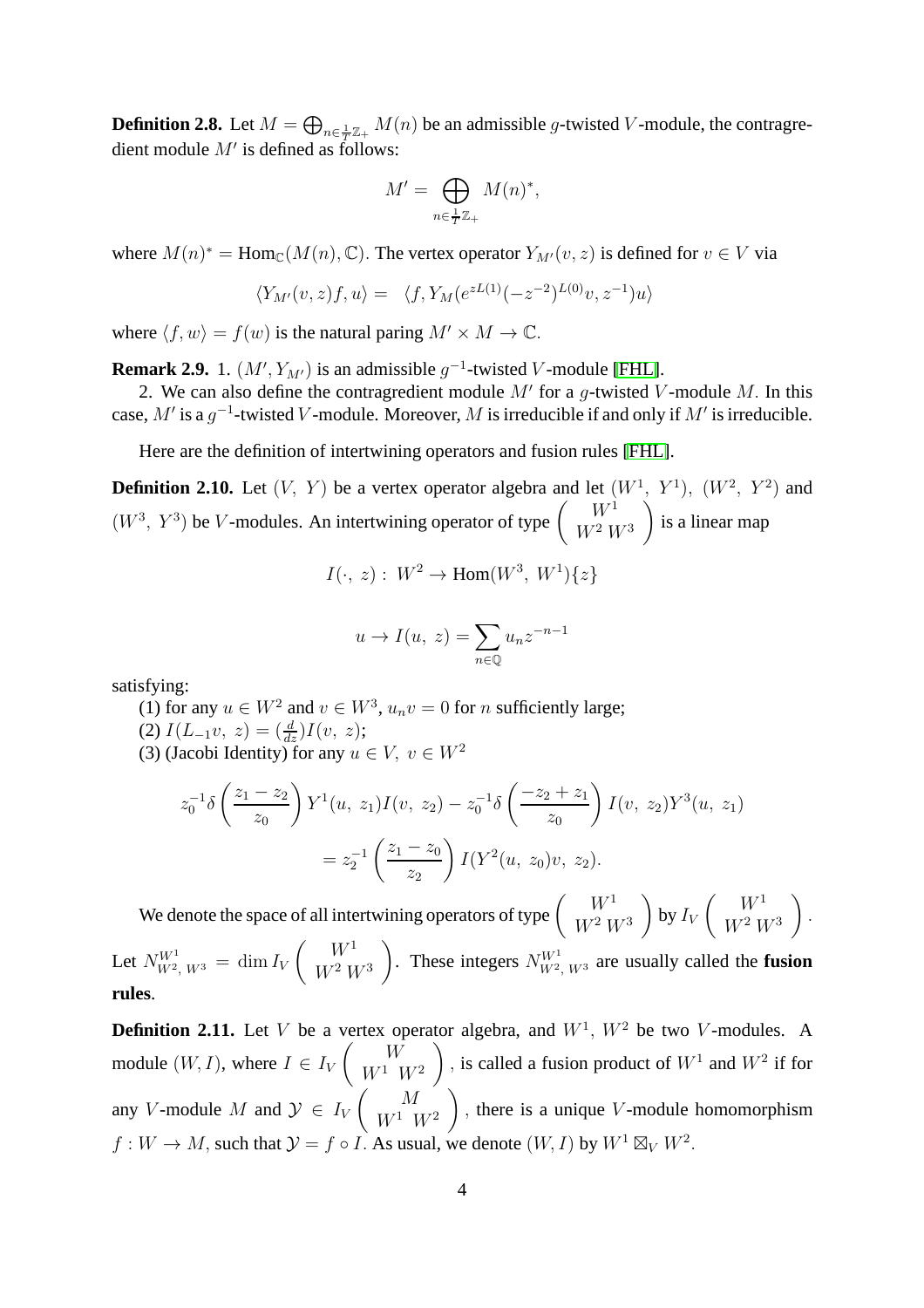**Definition 2.8.** Let $M = \bigoplus_{n\in\frac{1}{T}\mathbb{Z}_+} M(n)$ be an admissible $g$-twisted $V$-module, the contragredient module $M'$ is defined as follows:

$$M' = \bigoplus_{n\in\frac{1}{T}\mathbb{Z}_+} M(n)^*,$$

where $M(n)^* = \mathrm{Hom}_{\mathbb{C}}(M(n),\mathbb{C})$. The vertex operator $Y_{M'}(v,z)$ is defined for $v \in V$ via

$$\langle Y_{M'}(v,z)f,u\rangle = \langle f, Y_M(e^{zL(1)}(-z^{-2})^{L(0)}v, z^{-1})u\rangle$$

where $\langle f,w\rangle = f(w)$ is the natural paring $M' \times M \to \mathbb{C}$.

**Remark 2.9.** 1. $(M', Y_{M'})$ is an admissible $g^{-1}$-twisted $V$-module [FHL].

2. We can also define the contragredient module $M'$ for a $g$-twisted $V$-module $M$. In this case, $M'$ is a $g^{-1}$-twisted $V$-module. Moreover, $M$ is irreducible if and only if $M'$ is irreducible.

Here are the definition of intertwining operators and fusion rules [FHL].

**Definition 2.10.** Let $(V,\ Y)$ be a vertex operator algebra and let $(W^1,\ Y^1)$, $(W^2,\ Y^2)$ and $(W^3,\ Y^3)$ be $V$-modules. An intertwining operator of type $\left(\begin{array}{c} W^1 \\ W^2\, W^3 \end{array}\right)$ is a linear map

$$I(\cdot,\ z):\ W^2 \to \mathrm{Hom}(W^3,\ W^1)\{z\}$$

$$u \to I(u,\ z) = \sum_{n\in\mathbb{Q}} u_n z^{-n-1}$$

satisfying:

(1) for any $u \in W^2$ and $v \in W^3$, $u_n v = 0$ for $n$ sufficiently large;

(2) $I(L_{-1}v,\ z) = (\frac{d}{dz})I(v,\ z)$;

(3) (Jacobi Identity) for any $u \in V,\ v \in W^2$

$$z_0^{-1}\delta\left(\frac{z_1 - z_2}{z_0}\right)Y^1(u,\ z_1)I(v,\ z_2) - z_0^{-1}\delta\left(\frac{-z_2 + z_1}{z_0}\right)I(v,\ z_2)Y^3(u,\ z_1)$$
$$= z_2^{-1}\left(\frac{z_1 - z_0}{z_2}\right)I(Y^2(u,\ z_0)v,\ z_2).$$

We denote the space of all intertwining operators of type $\left(\begin{array}{c} W^1 \\ W^2\, W^3 \end{array}\right)$ by $I_V\left(\begin{array}{c} W^1 \\ W^2\, W^3 \end{array}\right)$. Let $N^{W^1}_{W^2,\ W^3} = \dim I_V\left(\begin{array}{c} W^1 \\ W^2\, W^3 \end{array}\right)$. These integers $N^{W^1}_{W^2,\ W^3}$ are usually called the **fusion rules**.

**Definition 2.11.** Let $V$ be a vertex operator algebra, and $W^1$, $W^2$ be two $V$-modules. A module $(W, I)$, where $I \in I_V\left(\begin{array}{c} W \\ W^1\ \ W^2 \end{array}\right)$, is called a fusion product of $W^1$ and $W^2$ if for any $V$-module $M$ and $\mathcal{Y} \in I_V\left(\begin{array}{c} M \\ W^1\ \ W^2 \end{array}\right)$, there is a unique $V$-module homomorphism $f : W \to M$, such that $\mathcal{Y} = f \circ I$. As usual, we denote $(W, I)$ by $W^1 \boxtimes_V W^2$.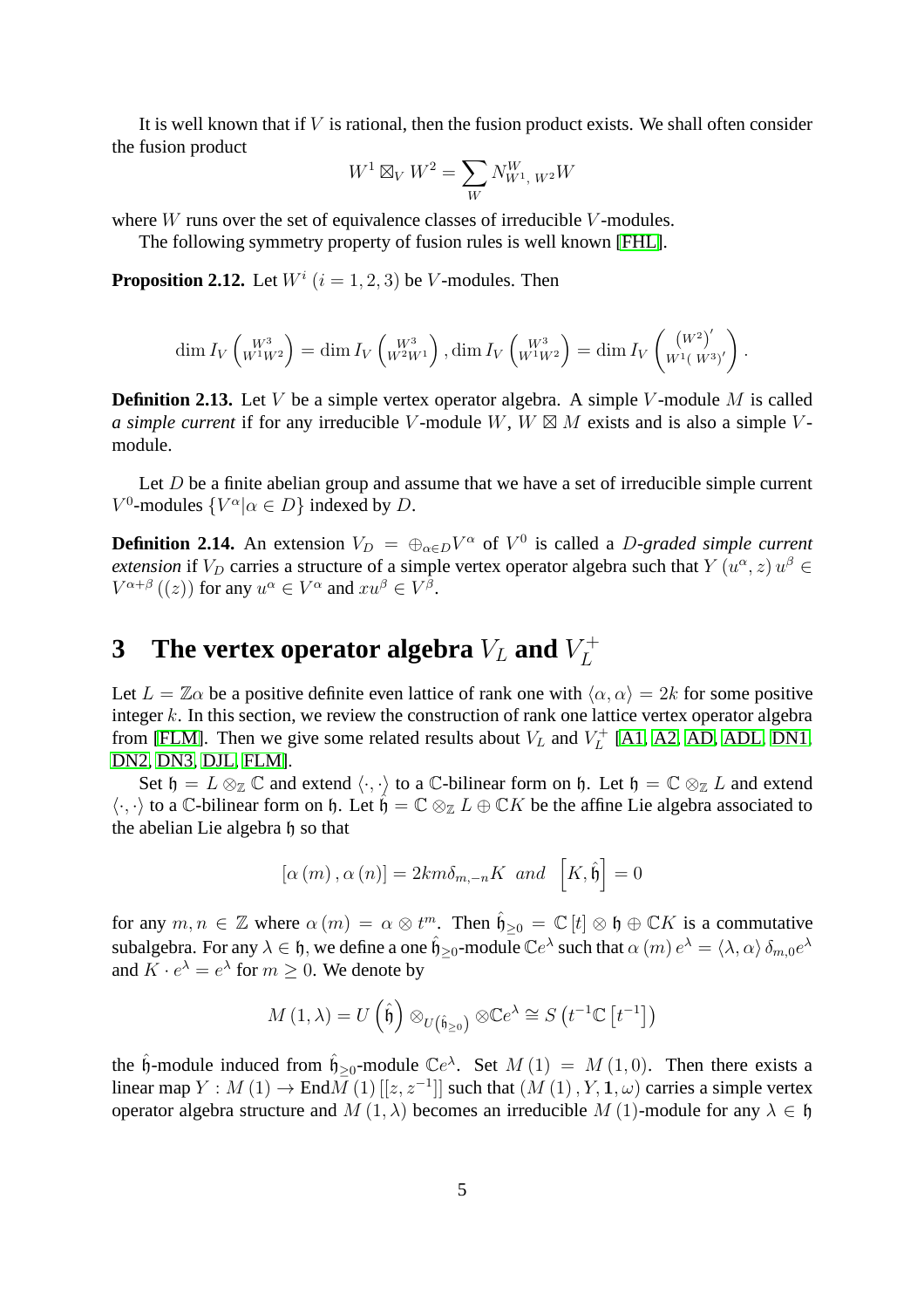It is well known that if $V$ is rational, then the fusion product exists. We shall often consider the fusion product

$$W^1 \boxtimes_V W^2 = \sum_W N_{W^1,\, W^2}^W W$$

where $W$ runs over the set of equivalence classes of irreducible $V$-modules.

The following symmetry property of fusion rules is well known [FHL].

**Proposition 2.12.** Let $W^i$ $(i = 1, 2, 3)$ be $V$-modules. Then

$$\dim I_V \begin{pmatrix} W^3 \\ W^1 W^2 \end{pmatrix} = \dim I_V \begin{pmatrix} W^3 \\ W^2 W^1 \end{pmatrix}, \dim I_V \begin{pmatrix} W^3 \\ W^1 W^2 \end{pmatrix} = \dim I_V \begin{pmatrix} (W^2)' \\ W^1 (\, W^3)' \end{pmatrix}.$$

**Definition 2.13.** Let $V$ be a simple vertex operator algebra. A simple $V$-module $M$ is called *a simple current* if for any irreducible $V$-module $W$, $W \boxtimes M$ exists and is also a simple $V$-module.

Let $D$ be a finite abelian group and assume that we have a set of irreducible simple current $V^0$-modules $\{V^\alpha | \alpha \in D\}$ indexed by $D$.

**Definition 2.14.** An extension $V_D = \oplus_{\alpha \in D} V^\alpha$ of $V^0$ is called a *$D$-graded simple current extension* if $V_D$ carries a structure of a simple vertex operator algebra such that $Y(u^\alpha, z)\, u^\beta \in V^{\alpha+\beta}((z))$ for any $u^\alpha \in V^\alpha$ and $xu^\beta \in V^\beta$.

# 3 The vertex operator algebra $V_L$ and $V_L^+$

Let $L = \mathbb{Z}\alpha$ be a positive definite even lattice of rank one with $\langle \alpha, \alpha \rangle = 2k$ for some positive integer $k$. In this section, we review the construction of rank one lattice vertex operator algebra from [FLM]. Then we give some related results about $V_L$ and $V_L^+$ [A1, A2, AD, ADL, DN1, DN2, DN3, DJL, FLM].

Set $\mathfrak{h} = L \otimes_{\mathbb{Z}} \mathbb{C}$ and extend $\langle \cdot, \cdot \rangle$ to a $\mathbb{C}$-bilinear form on $\mathfrak{h}$. Let $\mathfrak{h} = \mathbb{C} \otimes_{\mathbb{Z}} L$ and extend $\langle \cdot, \cdot \rangle$ to a $\mathbb{C}$-bilinear form on $\mathfrak{h}$. Let $\hat{\mathfrak{h}} = \mathbb{C} \otimes_{\mathbb{Z}} L \oplus \mathbb{C}K$ be the affine Lie algebra associated to the abelian Lie algebra $\mathfrak{h}$ so that

$$[\alpha(m), \alpha(n)] = 2km\delta_{m,-n}K \ \ and \ \ \left[K, \hat{\mathfrak{h}}\right] = 0$$

for any $m, n \in \mathbb{Z}$ where $\alpha(m) = \alpha \otimes t^m$. Then $\hat{\mathfrak{h}}_{\geq 0} = \mathbb{C}[t] \otimes \mathfrak{h} \oplus \mathbb{C}K$ is a commutative subalgebra. For any $\lambda \in \mathfrak{h}$, we define a one $\hat{\mathfrak{h}}_{\geq 0}$-module $\mathbb{C}e^\lambda$ such that $\alpha(m)\, e^\lambda = \langle \lambda, \alpha \rangle \delta_{m,0} e^\lambda$ and $K \cdot e^\lambda = e^\lambda$ for $m \geq 0$. We denote by

$$M(1, \lambda) = U\left(\hat{\mathfrak{h}}\right) \otimes_{U\left(\hat{\mathfrak{h}}_{\geq 0}\right)} \otimes \mathbb{C}e^\lambda \cong S\left(t^{-1}\mathbb{C}\left[t^{-1}\right]\right)$$

the $\hat{\mathfrak{h}}$-module induced from $\hat{\mathfrak{h}}_{\geq 0}$-module $\mathbb{C}e^\lambda$. Set $M(1) = M(1, 0)$. Then there exists a linear map $Y : M(1) \to \mathrm{End} M(1)[[z, z^{-1}]]$ such that $(M(1), Y, \mathbf{1}, \omega)$ carries a simple vertex operator algebra structure and $M(1, \lambda)$ becomes an irreducible $M(1)$-module for any $\lambda \in \mathfrak{h}$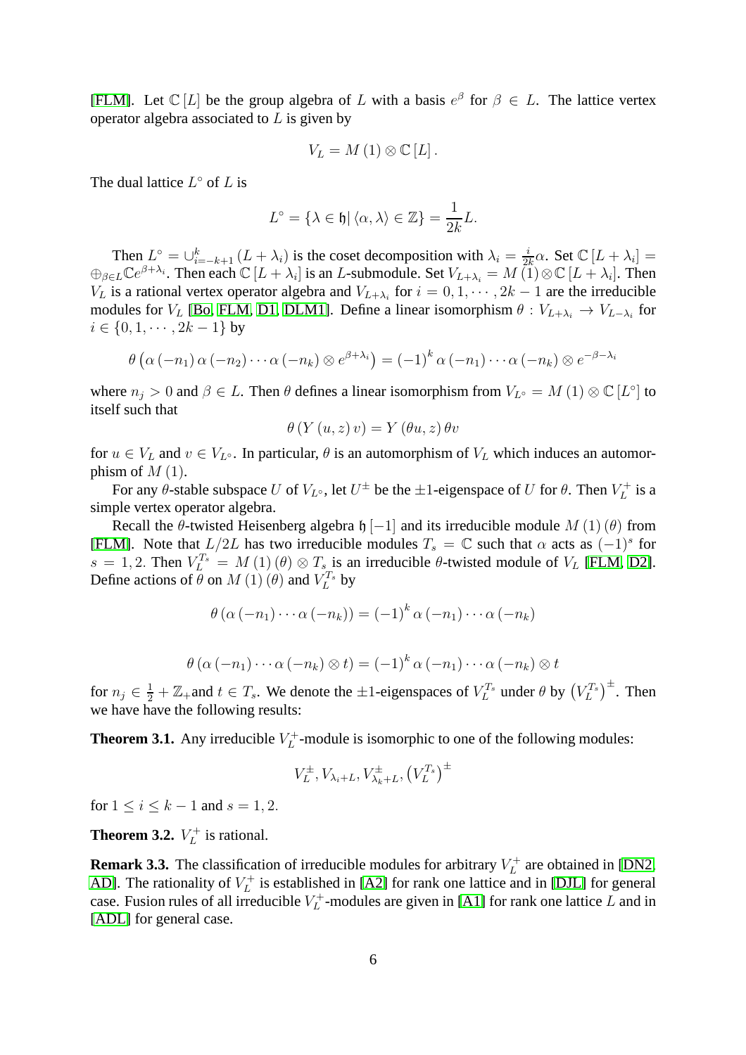[FLM]. Let $\mathbb{C}[L]$ be the group algebra of $L$ with a basis $e^{\beta}$ for $\beta \in L$. The lattice vertex operator algebra associated to $L$ is given by

$$V_L = M(1) \otimes \mathbb{C}[L].$$

The dual lattice $L^{\circ}$ of $L$ is

$$L^{\circ} = \{\lambda \in \mathfrak{h} | \langle \alpha, \lambda \rangle \in \mathbb{Z}\} = \frac{1}{2k}L.$$

Then $L^{\circ} = \cup_{i=-k+1}^{k}(L + \lambda_i)$ is the coset decomposition with $\lambda_i = \frac{i}{2k}\alpha$. Set $\mathbb{C}[L + \lambda_i] = \oplus_{\beta \in L}\mathbb{C}e^{\beta+\lambda_i}$. Then each $\mathbb{C}[L + \lambda_i]$ is an $L$-submodule. Set $V_{L+\lambda_i} = M(1) \otimes \mathbb{C}[L + \lambda_i]$. Then $V_L$ is a rational vertex operator algebra and $V_{L+\lambda_i}$ for $i = 0, 1, \cdots, 2k-1$ are the irreducible modules for $V_L$ [Bo, FLM, D1, DLM1]. Define a linear isomorphism $\theta : V_{L+\lambda_i} \to V_{L-\lambda_i}$ for $i \in \{0, 1, \cdots, 2k-1\}$ by

$$\theta\left(\alpha(-n_1)\alpha(-n_2)\cdots\alpha(-n_k) \otimes e^{\beta+\lambda_i}\right) = (-1)^k \alpha(-n_1)\cdots\alpha(-n_k) \otimes e^{-\beta-\lambda_i}$$

where $n_j > 0$ and $\beta \in L$. Then $\theta$ defines a linear isomorphism from $V_{L^{\circ}} = M(1) \otimes \mathbb{C}[L^{\circ}]$ to itself such that

$$\theta(Y(u, z)v) = Y(\theta u, z)\theta v$$

for $u \in V_L$ and $v \in V_{L^{\circ}}$. In particular, $\theta$ is an automorphism of $V_L$ which induces an automorphism of $M(1)$.

For any $\theta$-stable subspace $U$ of $V_{L^{\circ}}$, let $U^{\pm}$ be the $\pm 1$-eigenspace of $U$ for $\theta$. Then $V_L^+$ is a simple vertex operator algebra.

Recall the $\theta$-twisted Heisenberg algebra $\mathfrak{h}[-1]$ and its irreducible module $M(1)(\theta)$ from [FLM]. Note that $L/2L$ has two irreducible modules $T_s = \mathbb{C}$ such that $\alpha$ acts as $(-1)^s$ for $s = 1, 2$. Then $V_L^{T_s} = M(1)(\theta) \otimes T_s$ is an irreducible $\theta$-twisted module of $V_L$ [FLM, D2]. Define actions of $\theta$ on $M(1)(\theta)$ and $V_L^{T_s}$ by

$$\theta(\alpha(-n_1)\cdots\alpha(-n_k)) = (-1)^k \alpha(-n_1)\cdots\alpha(-n_k)$$

$$\theta(\alpha(-n_1)\cdots\alpha(-n_k) \otimes t) = (-1)^k \alpha(-n_1)\cdots\alpha(-n_k) \otimes t$$

for $n_j \in \frac{1}{2} + \mathbb{Z}_+$ and $t \in T_s$. We denote the $\pm 1$-eigenspaces of $V_L^{T_s}$ under $\theta$ by $\left(V_L^{T_s}\right)^{\pm}$. Then we have have the following results:

**Theorem 3.1.** *Any irreducible $V_L^+$-module is isomorphic to one of the following modules:*

$$V_L^{\pm}, V_{\lambda_i+L}, V_{\lambda_k+L}^{\pm}, \left(V_L^{T_s}\right)^{\pm}$$

*for $1 \leq i \leq k-1$ and $s = 1, 2$.*

**Theorem 3.2.** *$V_L^+$ is rational.*

**Remark 3.3.** The classification of irreducible modules for arbitrary $V_L^+$ are obtained in [DN2, AD]. The rationality of $V_L^+$ is established in [A2] for rank one lattice and in [DJL] for general case. Fusion rules of all irreducible $V_L^+$-modules are given in [A1] for rank one lattice $L$ and in [ADL] for general case.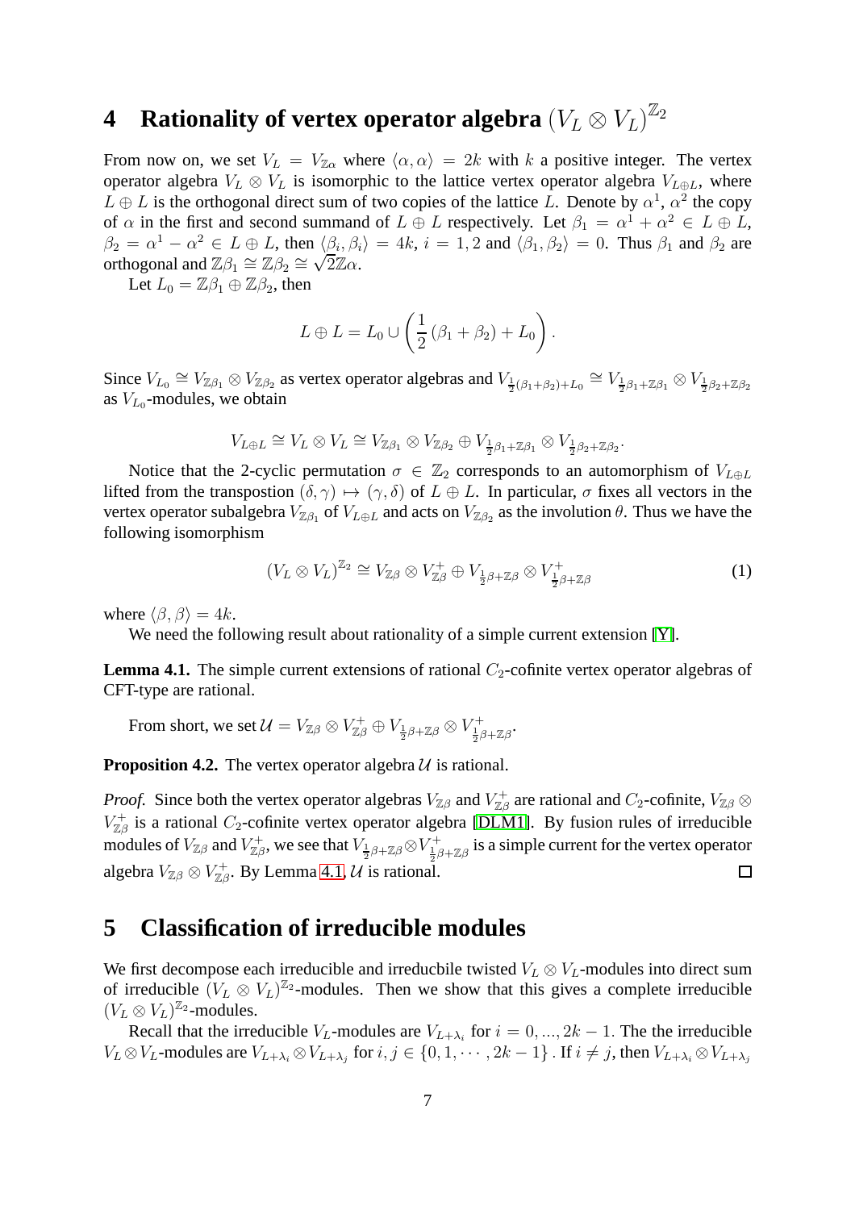# 4 Rationality of vertex operator algebra $(V_L \otimes V_L)^{\mathbb{Z}_2}$

From now on, we set $V_L = V_{\mathbb{Z}\alpha}$ where $\langle \alpha, \alpha \rangle = 2k$ with $k$ a positive integer. The vertex operator algebra $V_L \otimes V_L$ is isomorphic to the lattice vertex operator algebra $V_{L \oplus L}$, where $L \oplus L$ is the orthogonal direct sum of two copies of the lattice $L$. Denote by $\alpha^1$, $\alpha^2$ the copy of $\alpha$ in the first and second summand of $L \oplus L$ respectively. Let $\beta_1 = \alpha^1 + \alpha^2 \in L \oplus L$, $\beta_2 = \alpha^1 - \alpha^2 \in L \oplus L$, then $\langle \beta_i, \beta_i \rangle = 4k$, $i = 1, 2$ and $\langle \beta_1, \beta_2 \rangle = 0$. Thus $\beta_1$ and $\beta_2$ are orthogonal and $\mathbb{Z}\beta_1 \cong \mathbb{Z}\beta_2 \cong \sqrt{2}\mathbb{Z}\alpha$.

Let $L_0 = \mathbb{Z}\beta_1 \oplus \mathbb{Z}\beta_2$, then

$$L \oplus L = L_0 \cup \left( \frac{1}{2}(\beta_1 + \beta_2) + L_0 \right).$$

Since $V_{L_0} \cong V_{\mathbb{Z}\beta_1} \otimes V_{\mathbb{Z}\beta_2}$ as vertex operator algebras and $V_{\frac{1}{2}(\beta_1+\beta_2)+L_0} \cong V_{\frac{1}{2}\beta_1+\mathbb{Z}\beta_1} \otimes V_{\frac{1}{2}\beta_2+\mathbb{Z}\beta_2}$ as $V_{L_0}$-modules, we obtain

$$V_{L\oplus L} \cong V_L \otimes V_L \cong V_{\mathbb{Z}\beta_1} \otimes V_{\mathbb{Z}\beta_2} \oplus V_{\frac{1}{2}\beta_1+\mathbb{Z}\beta_1} \otimes V_{\frac{1}{2}\beta_2+\mathbb{Z}\beta_2}.$$

Notice that the 2-cyclic permutation $\sigma \in \mathbb{Z}_2$ corresponds to an automorphism of $V_{L\oplus L}$ lifted from the transpostion $(\delta, \gamma) \mapsto (\gamma, \delta)$ of $L \oplus L$. In particular, $\sigma$ fixes all vectors in the vertex operator subalgebra $V_{\mathbb{Z}\beta_1}$ of $V_{L\oplus L}$ and acts on $V_{\mathbb{Z}\beta_2}$ as the involution $\theta$. Thus we have the following isomorphism

$$(V_L \otimes V_L)^{\mathbb{Z}_2} \cong V_{\mathbb{Z}\beta} \otimes V_{\mathbb{Z}\beta}^+ \oplus V_{\frac{1}{2}\beta+\mathbb{Z}\beta} \otimes V_{\frac{1}{2}\beta+\mathbb{Z}\beta}^+ \tag{1}$$

where $\langle \beta, \beta \rangle = 4k$.

We need the following result about rationality of a simple current extension [Y].

**Lemma 4.1.** The simple current extensions of rational $C_2$-cofinite vertex operator algebras of CFT-type are rational.

From short, we set $\mathcal{U} = V_{\mathbb{Z}\beta} \otimes V_{\mathbb{Z}\beta}^+ \oplus V_{\frac{1}{2}\beta+\mathbb{Z}\beta} \otimes V_{\frac{1}{2}\beta+\mathbb{Z}\beta}^+$.

**Proposition 4.2.** The vertex operator algebra $\mathcal{U}$ is rational.

*Proof.* Since both the vertex operator algebras $V_{\mathbb{Z}\beta}$ and $V_{\mathbb{Z}\beta}^+$ are rational and $C_2$-cofinite, $V_{\mathbb{Z}\beta} \otimes V_{\mathbb{Z}\beta}^+$ is a rational $C_2$-cofinite vertex operator algebra [DLM1]. By fusion rules of irreducible modules of $V_{\mathbb{Z}\beta}$ and $V_{\mathbb{Z}\beta}^+$, we see that $V_{\frac{1}{2}\beta+\mathbb{Z}\beta} \otimes V_{\frac{1}{2}\beta+\mathbb{Z}\beta}^+$ is a simple current for the vertex operator algebra $V_{\mathbb{Z}\beta} \otimes V_{\mathbb{Z}\beta}^+$. By Lemma 4.1, $\mathcal{U}$ is rational. □

# 5 Classification of irreducible modules

We first decompose each irreducible and irreducbile twisted $V_L \otimes V_L$-modules into direct sum of irreducible $(V_L \otimes V_L)^{\mathbb{Z}_2}$-modules. Then we show that this gives a complete irreducible $(V_L \otimes V_L)^{\mathbb{Z}_2}$-modules.

Recall that the irreducible $V_L$-modules are $V_{L+\lambda_i}$ for $i = 0, ..., 2k-1$. The the irreducible $V_L \otimes V_L$-modules are $V_{L+\lambda_i} \otimes V_{L+\lambda_j}$ for $i, j \in \{0, 1, \cdots, 2k-1\}$ . If $i \neq j$, then $V_{L+\lambda_i} \otimes V_{L+\lambda_j}$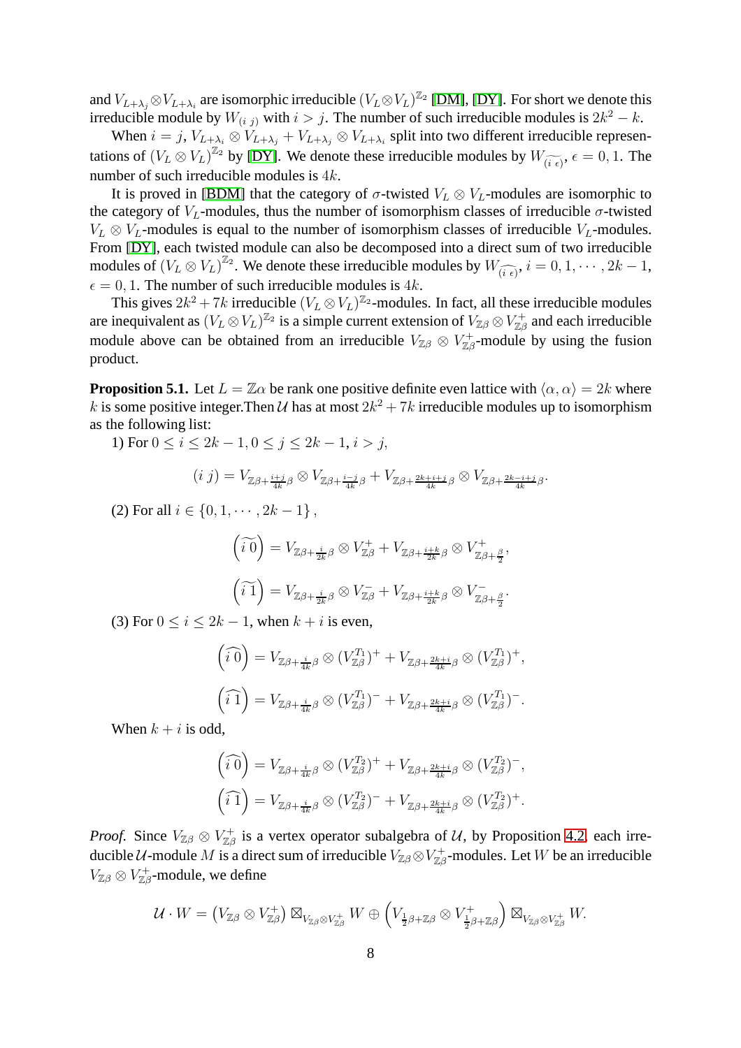and $V_{L+\lambda_j}\otimes V_{L+\lambda_i}$ are isomorphic irreducible $(V_L\otimes V_L)^{\mathbb{Z}_2}$ [DM], [DY]. For short we denote this irreducible module by $W_{(i\ j)}$ with $i>j$. The number of such irreducible modules is $2k^2-k$.

When $i=j$, $V_{L+\lambda_i}\otimes V_{L+\lambda_j}+V_{L+\lambda_j}\otimes V_{L+\lambda_i}$ split into two different irreducible representations of $(V_L\otimes V_L)^{\mathbb{Z}_2}$ by [DY]. We denote these irreducible modules by $W_{\widetilde{(i\ \epsilon)}}$, $\epsilon=0,1$. The number of such irreducible modules is $4k$.

It is proved in [BDM] that the category of $\sigma$-twisted $V_L\otimes V_L$-modules are isomorphic to the category of $V_L$-modules, thus the number of isomorphism classes of irreducible $\sigma$-twisted $V_L\otimes V_L$-modules is equal to the number of isomorphism classes of irreducible $V_L$-modules. From [DY], each twisted module can also be decomposed into a direct sum of two irreducible modules of $(V_L\otimes V_L)^{\mathbb{Z}_2}$. We denote these irreducible modules by $W_{\widehat{(i\ \epsilon)}}$, $i=0,1,\cdots,2k-1$, $\epsilon=0,1$. The number of such irreducible modules is $4k$.

This gives $2k^2+7k$ irreducible $(V_L\otimes V_L)^{\mathbb{Z}_2}$-modules. In fact, all these irreducible modules are inequivalent as $(V_L\otimes V_L)^{\mathbb{Z}_2}$ is a simple current extension of $V_{\mathbb{Z}\beta}\otimes V_{\mathbb{Z}\beta}^+$ and each irreducible module above can be obtained from an irreducible $V_{\mathbb{Z}\beta}\otimes V_{\mathbb{Z}\beta}^+$-module by using the fusion product.

**Proposition 5.1.** Let $L=\mathbb{Z}\alpha$ be rank one positive definite even lattice with $\langle\alpha,\alpha\rangle=2k$ where $k$ is some positive integer.Then $\mathcal{U}$ has at most $2k^2+7k$ irreducible modules up to isomorphism as the following list:

1) For $0\le i\le 2k-1, 0\le j\le 2k-1$, $i>j$,

$$(i\ j)=V_{\mathbb{Z}\beta+\frac{i+j}{4k}\beta}\otimes V_{\mathbb{Z}\beta+\frac{i-j}{4k}\beta}+V_{\mathbb{Z}\beta+\frac{2k+i+j}{4k}\beta}\otimes V_{\mathbb{Z}\beta+\frac{2k-i+j}{4k}\beta}.$$

(2) For all $i\in\{0,1,\cdots,2k-1\}$,

$$\left(\widetilde{i\ 0}\right)=V_{\mathbb{Z}\beta+\frac{i}{2k}\beta}\otimes V_{\mathbb{Z}\beta}^{+}+V_{\mathbb{Z}\beta+\frac{i+k}{2k}\beta}\otimes V_{\mathbb{Z}\beta+\frac{\beta}{2}}^{+},$$

$$\left(\widetilde{i\ 1}\right)=V_{\mathbb{Z}\beta+\frac{i}{2k}\beta}\otimes V_{\mathbb{Z}\beta}^{-}+V_{\mathbb{Z}\beta+\frac{i+k}{2k}\beta}\otimes V_{\mathbb{Z}\beta+\frac{\beta}{2}}^{-}.$$

(3) For $0\le i\le 2k-1$, when $k+i$ is even,

$$\left(\widehat{i\ 0}\right)=V_{\mathbb{Z}\beta+\frac{i}{4k}\beta}\otimes (V_{\mathbb{Z}\beta}^{T_1})^{+}+V_{\mathbb{Z}\beta+\frac{2k+i}{4k}\beta}\otimes (V_{\mathbb{Z}\beta}^{T_1})^{+},$$

$$\left(\widehat{i\ 1}\right)=V_{\mathbb{Z}\beta+\frac{i}{4k}\beta}\otimes (V_{\mathbb{Z}\beta}^{T_1})^{-}+V_{\mathbb{Z}\beta+\frac{2k+i}{4k}\beta}\otimes (V_{\mathbb{Z}\beta}^{T_1})^{-}.$$

When $k+i$ is odd,

$$\left(\widehat{i\ 0}\right)=V_{\mathbb{Z}\beta+\frac{i}{4k}\beta}\otimes (V_{\mathbb{Z}\beta}^{T_2})^{+}+V_{\mathbb{Z}\beta+\frac{2k+i}{4k}\beta}\otimes (V_{\mathbb{Z}\beta}^{T_2})^{-},$$

$$\left(\widehat{i\ 1}\right)=V_{\mathbb{Z}\beta+\frac{i}{4k}\beta}\otimes (V_{\mathbb{Z}\beta}^{T_2})^{-}+V_{\mathbb{Z}\beta+\frac{2k+i}{4k}\beta}\otimes (V_{\mathbb{Z}\beta}^{T_2})^{+}.$$

*Proof.* Since $V_{\mathbb{Z}\beta}\otimes V_{\mathbb{Z}\beta}^+$ is a vertex operator subalgebra of $\mathcal{U}$, by Proposition 4.2, each irreducible $\mathcal{U}$-module $M$ is a direct sum of irreducible $V_{\mathbb{Z}\beta}\otimes V_{\mathbb{Z}\beta}^+$-modules. Let $W$ be an irreducible $V_{\mathbb{Z}\beta}\otimes V_{\mathbb{Z}\beta}^+$-module, we define

$$\mathcal{U}\cdot W=\left(V_{\mathbb{Z}\beta}\otimes V_{\mathbb{Z}\beta}^+\right)\boxtimes_{V_{\mathbb{Z}\beta}\otimes V_{\mathbb{Z}\beta}^+}W\oplus\left(V_{\frac{1}{2}\beta+\mathbb{Z}\beta}\otimes V_{\frac{1}{2}\beta+\mathbb{Z}\beta}^+\right)\boxtimes_{V_{\mathbb{Z}\beta}\otimes V_{\mathbb{Z}\beta}^+}W.$$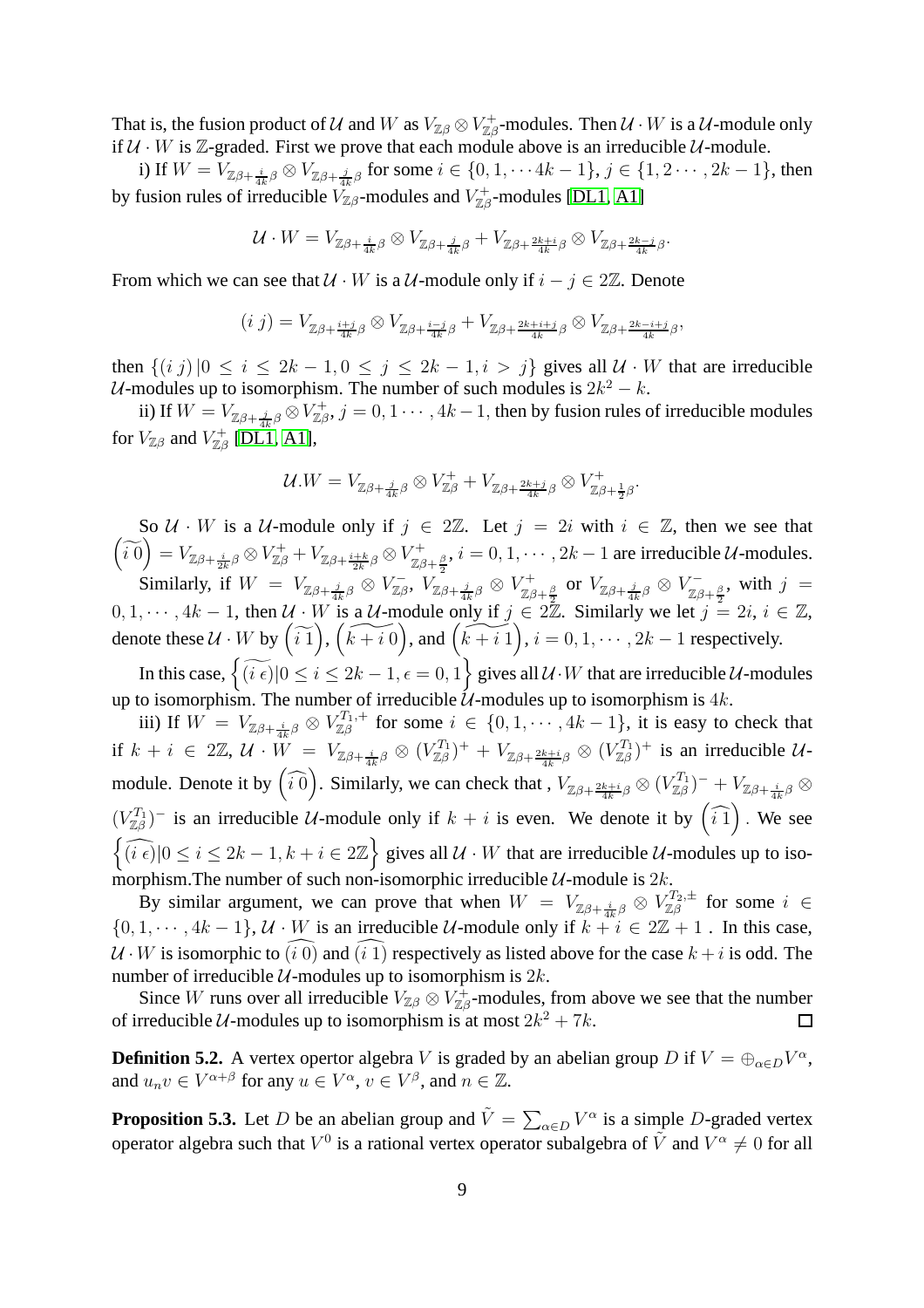That is, the fusion product of $\mathcal{U}$ and $W$ as $V_{\mathbb{Z}\beta}\otimes V_{\mathbb{Z}\beta}^{+}$-modules. Then $\mathcal{U}\cdot W$ is a $\mathcal{U}$-module only if $\mathcal{U}\cdot W$ is $\mathbb{Z}$-graded. First we prove that each module above is an irreducible $\mathcal{U}$-module.

i) If $W = V_{\mathbb{Z}\beta+\frac{i}{4k}\beta}\otimes V_{\mathbb{Z}\beta+\frac{j}{4k}\beta}$ for some $i\in\{0,1,\cdots 4k-1\}$, $j\in\{1,2\cdots,2k-1\}$, then by fusion rules of irreducible $V_{\mathbb{Z}\beta}$-modules and $V_{\mathbb{Z}\beta}^{+}$-modules [DL1, A1]

$$\mathcal{U}\cdot W = V_{\mathbb{Z}\beta+\frac{i}{4k}\beta}\otimes V_{\mathbb{Z}\beta+\frac{j}{4k}\beta} + V_{\mathbb{Z}\beta+\frac{2k+i}{4k}\beta}\otimes V_{\mathbb{Z}\beta+\frac{2k-j}{4k}\beta}.$$

From which we can see that $\mathcal{U}\cdot W$ is a $\mathcal{U}$-module only if $i-j\in 2\mathbb{Z}$. Denote

$$(i\; j) = V_{\mathbb{Z}\beta+\frac{i+j}{4k}\beta}\otimes V_{\mathbb{Z}\beta+\frac{i-j}{4k}\beta} + V_{\mathbb{Z}\beta+\frac{2k+i+j}{4k}\beta}\otimes V_{\mathbb{Z}\beta+\frac{2k-i+j}{4k}\beta},$$

then $\{(i\; j)\,|0\leq i\leq 2k-1, 0\leq j\leq 2k-1, i>j\}$ gives all $\mathcal{U}\cdot W$ that are irreducible $\mathcal{U}$-modules up to isomorphism. The number of such modules is $2k^2-k$.

ii) If $W = V_{\mathbb{Z}\beta+\frac{j}{4k}\beta}\otimes V_{\mathbb{Z}\beta}^{+}$, $j=0,1\cdots,4k-1$, then by fusion rules of irreducible modules for $V_{\mathbb{Z}\beta}$ and $V_{\mathbb{Z}\beta}^{+}$ [DL1, A1],

$$\mathcal{U}.W = V_{\mathbb{Z}\beta+\frac{j}{4k}\beta}\otimes V_{\mathbb{Z}\beta}^{+} + V_{\mathbb{Z}\beta+\frac{2k+j}{4k}\beta}\otimes V_{\mathbb{Z}\beta+\frac{1}{2}\beta}^{+}.$$

So $\mathcal{U}\cdot W$ is a $\mathcal{U}$-module only if $j\in 2\mathbb{Z}$. Let $j=2i$ with $i\in\mathbb{Z}$, then we see that $\left(\widetilde{i\;0}\right) = V_{\mathbb{Z}\beta+\frac{i}{2k}\beta}\otimes V_{\mathbb{Z}\beta}^{+} + V_{\mathbb{Z}\beta+\frac{i+k}{2k}\beta}\otimes V_{\mathbb{Z}\beta+\frac{\beta}{2}}^{+}$, $i=0,1,\cdots,2k-1$ are irreducible $\mathcal{U}$-modules.

Similarly, if $W = V_{\mathbb{Z}\beta+\frac{j}{4k}\beta}\otimes V_{\mathbb{Z}\beta}^{-}$, $V_{\mathbb{Z}\beta+\frac{j}{4k}\beta}\otimes V_{\mathbb{Z}\beta+\frac{\beta}{2}}^{+}$ or $V_{\mathbb{Z}\beta+\frac{j}{4k}\beta}\otimes V_{\mathbb{Z}\beta+\frac{\beta}{2}}^{-}$, with $j=0,1,\cdots,4k-1$, then $\mathcal{U}\cdot W$ is a $\mathcal{U}$-module only if $j\in 2\mathbb{Z}$. Similarly we let $j=2i$, $i\in\mathbb{Z}$, denote these $\mathcal{U}\cdot W$ by $\left(\widetilde{i\;1}\right)$, $\left(\widetilde{k+i\;0}\right)$, and $\left(\widetilde{k+i\;1}\right)$, $i=0,1,\cdots,2k-1$ respectively.

In this case, $\left\{\widetilde{(i\;\epsilon)}|0\leq i\leq 2k-1, \epsilon=0,1\right\}$ gives all $\mathcal{U}\cdot W$ that are irreducible $\mathcal{U}$-modules up to isomorphism. The number of irreducible $\mathcal{U}$-modules up to isomorphism is $4k$.

iii) If $W = V_{\mathbb{Z}\beta+\frac{i}{4k}\beta}\otimes V_{\mathbb{Z}\beta}^{T_1,+}$ for some $i\in\{0,1,\cdots,4k-1\}$, it is easy to check that if $k+i\in 2\mathbb{Z}$, $\mathcal{U}\cdot W = V_{\mathbb{Z}\beta+\frac{i}{4k}\beta}\otimes (V_{\mathbb{Z}\beta}^{T_1})^{+} + V_{\mathbb{Z}\beta+\frac{2k+i}{4k}\beta}\otimes (V_{\mathbb{Z}\beta}^{T_1})^{+}$ is an irreducible $\mathcal{U}$-module. Denote it by $\left(\widehat{i\;0}\right)$. Similarly, we can check that , $V_{\mathbb{Z}\beta+\frac{2k+i}{4k}\beta}\otimes (V_{\mathbb{Z}\beta}^{T_1})^{-} + V_{\mathbb{Z}\beta+\frac{i}{4k}\beta}\otimes (V_{\mathbb{Z}\beta}^{T_1})^{-}$ is an irreducible $\mathcal{U}$-module only if $k+i$ is even. We denote it by $\left(\widehat{i\;1}\right)$. We see $\left\{\widehat{(i\;\epsilon)}|0\leq i\leq 2k-1, k+i\in 2\mathbb{Z}\right\}$ gives all $\mathcal{U}\cdot W$ that are irreducible $\mathcal{U}$-modules up to isomorphism.The number of such non-isomorphic irreducible $\mathcal{U}$-module is $2k$.

By similar argument, we can prove that when $W = V_{\mathbb{Z}\beta+\frac{i}{4k}\beta}\otimes V_{\mathbb{Z}\beta}^{T_2,\pm}$ for some $i\in\{0,1,\cdots,4k-1\}$, $\mathcal{U}\cdot W$ is an irreducible $\mathcal{U}$-module only if $k+i\in 2\mathbb{Z}+1$ . In this case, $\mathcal{U}\cdot W$ is isomorphic to $\widehat{(i\;0)}$ and $\widehat{(i\;1)}$ respectively as listed above for the case $k+i$ is odd. The number of irreducible $\mathcal{U}$-modules up to isomorphism is $2k$.

Since $W$ runs over all irreducible $V_{\mathbb{Z}\beta}\otimes V_{\mathbb{Z}\beta}^{+}$-modules, from above we see that the number of irreducible $\mathcal{U}$-modules up to isomorphism is at most $2k^2+7k$. □

**Definition 5.2.** A vertex opertor algebra $V$ is graded by an abelian group $D$ if $V=\oplus_{\alpha\in D}V^{\alpha}$, and $u_n v\in V^{\alpha+\beta}$ for any $u\in V^{\alpha}$, $v\in V^{\beta}$, and $n\in\mathbb{Z}$.

**Proposition 5.3.** Let $D$ be an abelian group and $\tilde{V}=\sum_{\alpha\in D}V^{\alpha}$ is a simple $D$-graded vertex operator algebra such that $V^0$ is a rational vertex operator subalgebra of $\tilde{V}$ and $V^{\alpha}\neq 0$ for all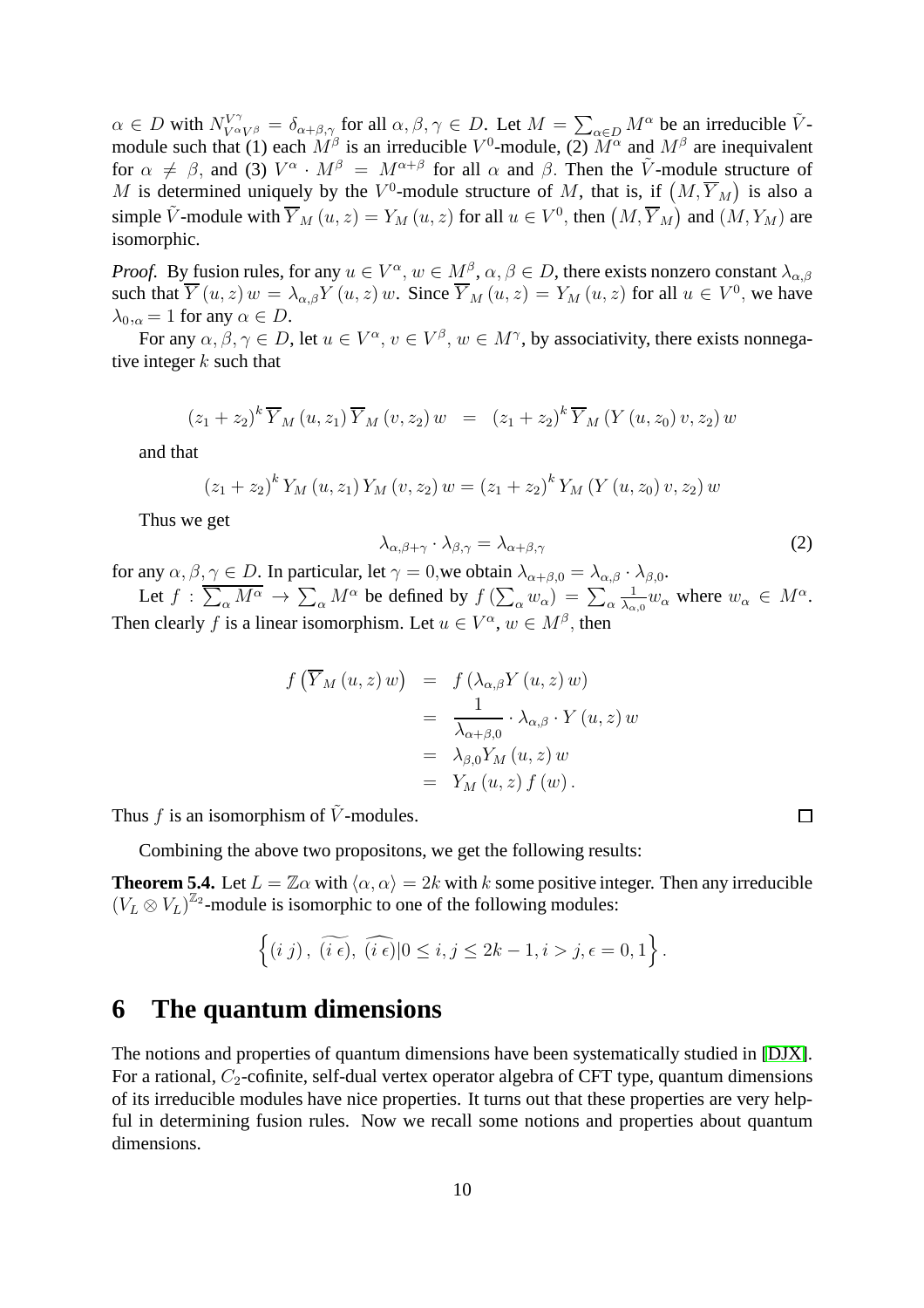$\alpha \in D$ with $N_{V^\alpha V^\beta}^{V^\gamma} = \delta_{\alpha+\beta,\gamma}$ for all $\alpha, \beta, \gamma \in D$. Let $M = \sum_{\alpha \in D} M^\alpha$ be an irreducible $\tilde{V}$-module such that (1) each $M^\beta$ is an irreducible $V^0$-module, (2) $M^\alpha$ and $M^\beta$ are inequivalent for $\alpha \neq \beta$, and (3) $V^\alpha \cdot M^\beta = M^{\alpha+\beta}$ for all $\alpha$ and $\beta$. Then the $\tilde{V}$-module structure of $M$ is determined uniquely by the $V^0$-module structure of $M$, that is, if $\left(M, \overline{Y}_M\right)$ is also a simple $\tilde{V}$-module with $\overline{Y}_M(u, z) = Y_M(u, z)$ for all $u \in V^0$, then $\left(M, \overline{Y}_M\right)$ and $(M, Y_M)$ are isomorphic.

*Proof.* By fusion rules, for any $u \in V^\alpha$, $w \in M^\beta$, $\alpha, \beta \in D$, there exists nonzero constant $\lambda_{\alpha,\beta}$ such that $\overline{Y}(u, z)\, w = \lambda_{\alpha,\beta} Y(u, z)\, w$. Since $\overline{Y}_M(u, z) = Y_M(u, z)$ for all $u \in V^0$, we have $\lambda_{0,\alpha} = 1$ for any $\alpha \in D$.

For any $\alpha, \beta, \gamma \in D$, let $u \in V^\alpha$, $v \in V^\beta$, $w \in M^\gamma$, by associativity, there exists nonnegative integer $k$ such that

$$(z_1 + z_2)^k\, \overline{Y}_M(u, z_1)\, \overline{Y}_M(v, z_2)\, w \;=\; (z_1 + z_2)^k\, \overline{Y}_M(Y(u, z_0)\, v, z_2)\, w$$

and that

$$(z_1 + z_2)^k\, Y_M(u, z_1)\, Y_M(v, z_2)\, w = (z_1 + z_2)^k\, Y_M(Y(u, z_0)\, v, z_2)\, w$$

Thus we get

$$\lambda_{\alpha,\beta+\gamma} \cdot \lambda_{\beta,\gamma} = \lambda_{\alpha+\beta,\gamma} \tag{2}$$

for any $\alpha, \beta, \gamma \in D$. In particular, let $\gamma = 0$,we obtain $\lambda_{\alpha+\beta,0} = \lambda_{\alpha,\beta} \cdot \lambda_{\beta,0}$.

Let $f : \overline{\sum_\alpha M^\alpha} \to \sum_\alpha M^\alpha$ be defined by $f\left(\sum_\alpha w_\alpha\right) = \sum_\alpha \frac{1}{\lambda_{\alpha,0}} w_\alpha$ where $w_\alpha \in M^\alpha$. Then clearly $f$ is a linear isomorphism. Let $u \in V^\alpha$, $w \in M^\beta$, then

$$\begin{aligned}
f\left(\overline{Y}_M(u, z)\, w\right) &= f\left(\lambda_{\alpha,\beta} Y(u, z)\, w\right) \\
&= \frac{1}{\lambda_{\alpha+\beta,0}} \cdot \lambda_{\alpha,\beta} \cdot Y(u, z)\, w \\
&= \lambda_{\beta,0} Y_M(u, z)\, w \\
&= Y_M(u, z)\, f(w)\,.
\end{aligned}$$

Thus $f$ is an isomorphism of $\tilde{V}$-modules. □

Combining the above two propositons, we get the following results:

**Theorem 5.4.** Let $L = \mathbb{Z}\alpha$ with $\langle \alpha, \alpha \rangle = 2k$ with $k$ some positive integer. Then any irreducible $(V_L \otimes V_L)^{\mathbb{Z}_2}$-module is isomorphic to one of the following modules:

$$\left\{ (i\; j)\,,\ \widetilde{(i\;\epsilon)},\ \widehat{(i\;\epsilon)} | 0 \le i, j \le 2k-1, i > j, \epsilon = 0, 1 \right\}.$$

# 6 The quantum dimensions

The notions and properties of quantum dimensions have been systematically studied in [DJX]. For a rational, $C_2$-cofinite, self-dual vertex operator algebra of CFT type, quantum dimensions of its irreducible modules have nice properties. It turns out that these properties are very helpful in determining fusion rules. Now we recall some notions and properties about quantum dimensions.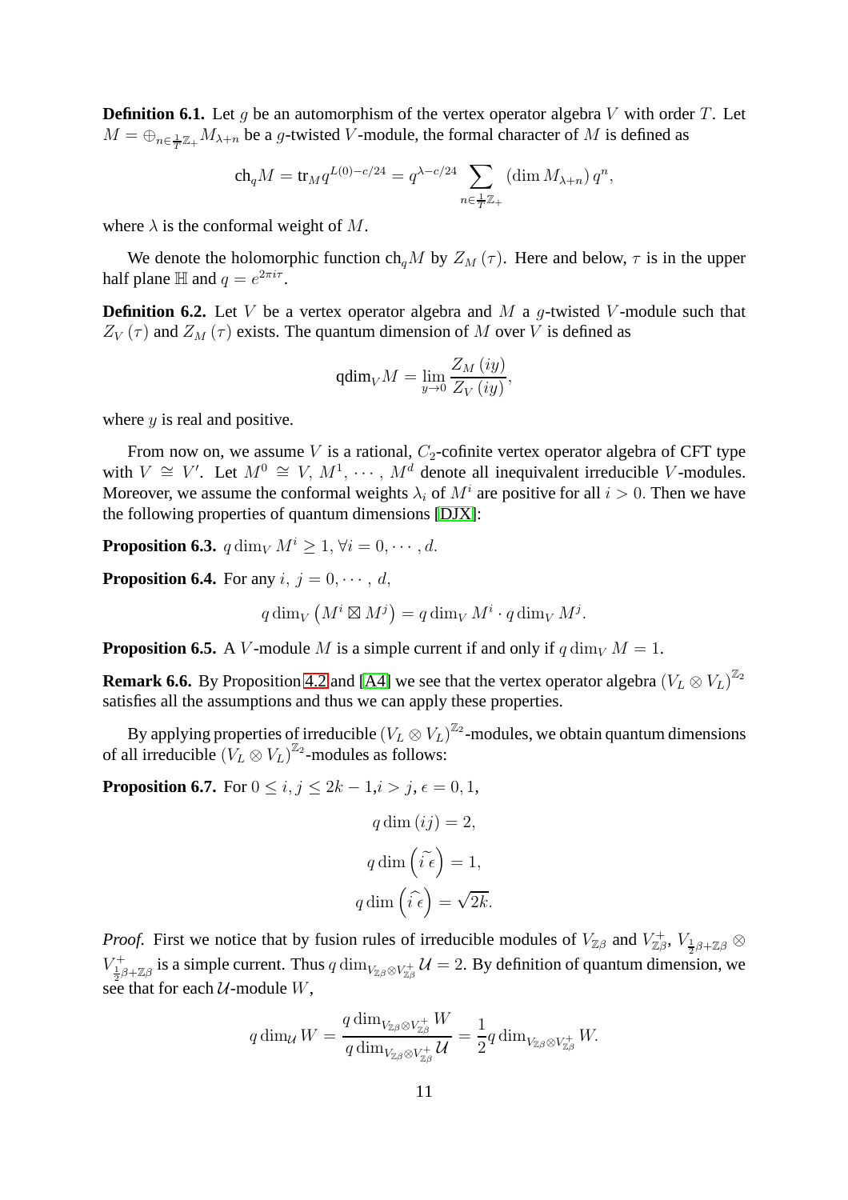**Definition 6.1.** Let $g$ be an automorphism of the vertex operator algebra $V$ with order $T$. Let $M = \oplus_{n \in \frac{1}{T}\mathbb{Z}_+} M_{\lambda+n}$ be a $g$-twisted $V$-module, the formal character of $M$ is defined as

$$\mathrm{ch}_q M = \mathrm{tr}_M q^{L(0)-c/24} = q^{\lambda - c/24} \sum_{n \in \frac{1}{T}\mathbb{Z}_+} (\dim M_{\lambda+n})\, q^n,$$

where $\lambda$ is the conformal weight of $M$.

We denote the holomorphic function $\mathrm{ch}_q M$ by $Z_M(\tau)$. Here and below, $\tau$ is in the upper half plane $\mathbb{H}$ and $q = e^{2\pi i \tau}$.

**Definition 6.2.** Let $V$ be a vertex operator algebra and $M$ a $g$-twisted $V$-module such that $Z_V(\tau)$ and $Z_M(\tau)$ exists. The quantum dimension of $M$ over $V$ is defined as

$$\mathrm{qdim}_V M = \lim_{y \to 0} \frac{Z_M(iy)}{Z_V(iy)},$$

where $y$ is real and positive.

From now on, we assume $V$ is a rational, $C_2$-cofinite vertex operator algebra of CFT type with $V \cong V'$. Let $M^0 \cong V, M^1, \cdots, M^d$ denote all inequivalent irreducible $V$-modules. Moreover, we assume the conformal weights $\lambda_i$ of $M^i$ are positive for all $i > 0$. Then we have the following properties of quantum dimensions [DJX]:

**Proposition 6.3.** $q\dim_V M^i \geq 1, \forall i = 0, \cdots, d.$

**Proposition 6.4.** For any $i,\ j = 0, \cdots, d$,

$$q\dim_V \left(M^i \boxtimes M^j\right) = q\dim_V M^i \cdot q\dim_V M^j.$$

**Proposition 6.5.** A $V$-module $M$ is a simple current if and only if $q\dim_V M = 1$.

**Remark 6.6.** By Proposition 4.2 and [A4] we see that the vertex operator algebra $(V_L \otimes V_L)^{\mathbb{Z}_2}$ satisfies all the assumptions and thus we can apply these properties.

By applying properties of irreducible $(V_L \otimes V_L)^{\mathbb{Z}_2}$-modules, we obtain quantum dimensions of all irreducible $(V_L \otimes V_L)^{\mathbb{Z}_2}$-modules as follows:

**Proposition 6.7.** For $0 \leq i, j \leq 2k-1, i > j, \epsilon = 0, 1$,

$$q\dim(ij) = 2,$$

$$q\dim\left(\widetilde{i\,\epsilon}\right) = 1,$$

$$q\dim\left(\widehat{i\,\epsilon}\right) = \sqrt{2k}.$$

*Proof.* First we notice that by fusion rules of irreducible modules of $V_{\mathbb{Z}\beta}$ and $V_{\mathbb{Z}\beta}^+$, $V_{\frac{1}{2}\beta+\mathbb{Z}\beta} \otimes V_{\frac{1}{2}\beta+\mathbb{Z}\beta}^+$ is a simple current. Thus $q\dim_{V_{\mathbb{Z}\beta} \otimes V_{\mathbb{Z}\beta}^+} \mathcal{U} = 2$. By definition of quantum dimension, we see that for each $\mathcal{U}$-module $W$,

$$q\dim_{\mathcal{U}} W = \frac{q\dim_{V_{\mathbb{Z}\beta} \otimes V_{\mathbb{Z}\beta}^+} W}{q\dim_{V_{\mathbb{Z}\beta} \otimes V_{\mathbb{Z}\beta}^+} \mathcal{U}} = \frac{1}{2} q\dim_{V_{\mathbb{Z}\beta} \otimes V_{\mathbb{Z}\beta}^+} W.$$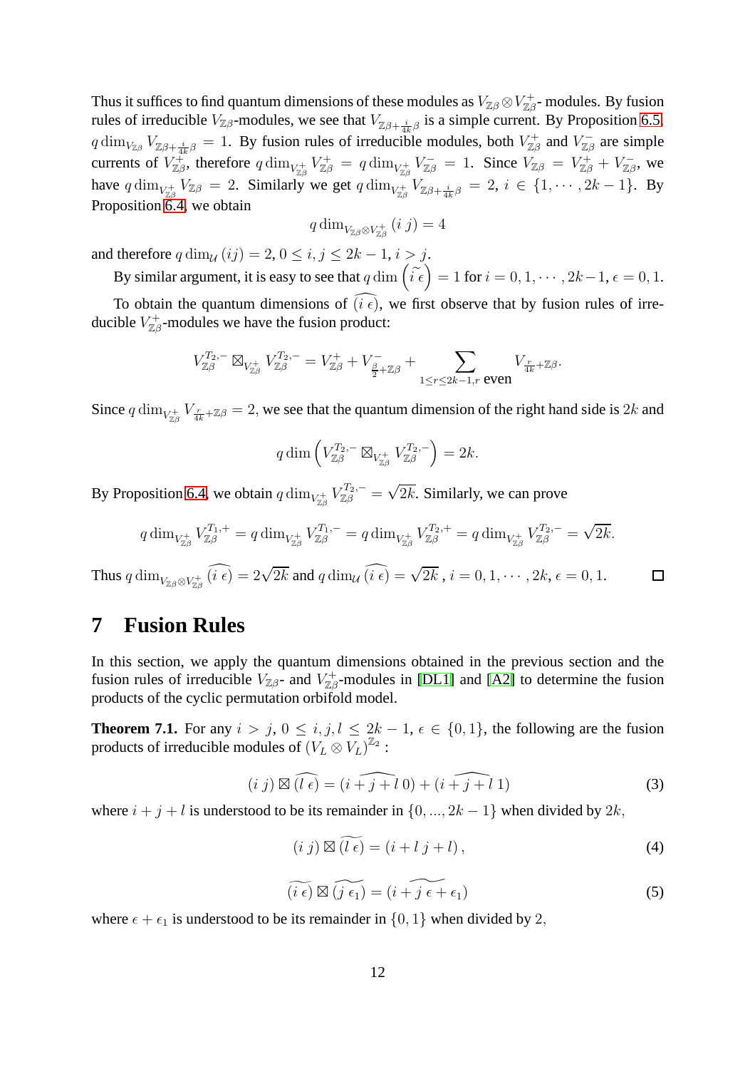Thus it suffices to find quantum dimensions of these modules as $V_{\mathbb{Z}\beta}\otimes V_{\mathbb{Z}\beta}^{+}$- modules. By fusion rules of irreducible $V_{\mathbb{Z}\beta}$-modules, we see that $V_{\mathbb{Z}\beta+\frac{i}{4k}\beta}$ is a simple current. By Proposition 6.5, $q\dim_{V_{\mathbb{Z}\beta}} V_{\mathbb{Z}\beta+\frac{i}{4k}\beta}=1$. By fusion rules of irreducible modules, both $V_{\mathbb{Z}\beta}^{+}$ and $V_{\mathbb{Z}\beta}^{-}$ are simple currents of $V_{\mathbb{Z}\beta}^{+}$, therefore $q\dim_{V_{\mathbb{Z}\beta}^{+}} V_{\mathbb{Z}\beta}^{+}=q\dim_{V_{\mathbb{Z}\beta}^{+}} V_{\mathbb{Z}\beta}^{-}=1$. Since $V_{\mathbb{Z}\beta}=V_{\mathbb{Z}\beta}^{+}+V_{\mathbb{Z}\beta}^{-}$, we have $q\dim_{V_{\mathbb{Z}\beta}^{+}} V_{\mathbb{Z}\beta}=2$. Similarly we get $q\dim_{V_{\mathbb{Z}\beta}^{+}} V_{\mathbb{Z}\beta+\frac{i}{4k}\beta}=2,\ i\in\{1,\cdots,2k-1\}$. By Proposition 6.4, we obtain

$$q\dim_{V_{\mathbb{Z}\beta}\otimes V_{\mathbb{Z}\beta}^{+}}(i\ j)=4$$

and therefore $q\dim_{\mathcal{U}}(ij)=2,\ 0\le i,j\le 2k-1,\ i>j.$

By similar argument, it is easy to see that $q\dim\left(\widetilde{i\ \epsilon}\right)=1$ for $i=0,1,\cdots,2k-1,\ \epsilon=0,1.$

To obtain the quantum dimensions of $\widehat{(i\ \epsilon)}$, we first observe that by fusion rules of irreducible $V_{\mathbb{Z}\beta}^{+}$-modules we have the fusion product:

$$V_{\mathbb{Z}\beta}^{T_2,-}\boxtimes_{V_{\mathbb{Z}\beta}^{+}} V_{\mathbb{Z}\beta}^{T_2,-}=V_{\mathbb{Z}\beta}^{+}+V_{\frac{\beta}{2}+\mathbb{Z}\beta}^{-}+\sum_{1\le r\le 2k-1,r\ \text{even}} V_{\frac{r}{4k}+\mathbb{Z}\beta}.$$

Since $q\dim_{V_{\mathbb{Z}\beta}^{+}} V_{\frac{r}{4k}+\mathbb{Z}\beta}=2,$ we see that the quantum dimension of the right hand side is $2k$ and

$$q\dim\left(V_{\mathbb{Z}\beta}^{T_2,-}\boxtimes_{V_{\mathbb{Z}\beta}^{+}} V_{\mathbb{Z}\beta}^{T_2,-}\right)=2k.$$

By Proposition 6.4, we obtain $q\dim_{V_{\mathbb{Z}\beta}^{+}} V_{\mathbb{Z}\beta}^{T_2,-}=\sqrt{2k}$. Similarly, we can prove

$$q\dim_{V_{\mathbb{Z}\beta}^{+}} V_{\mathbb{Z}\beta}^{T_1,+}=q\dim_{V_{\mathbb{Z}\beta}^{+}} V_{\mathbb{Z}\beta}^{T_1,-}=q\dim_{V_{\mathbb{Z}\beta}^{+}} V_{\mathbb{Z}\beta}^{T_2,+}=q\dim_{V_{\mathbb{Z}\beta}^{+}} V_{\mathbb{Z}\beta}^{T_2,-}=\sqrt{2k}.$$

Thus $q\dim_{V_{\mathbb{Z}\beta}\otimes V_{\mathbb{Z}\beta}^{+}}\widehat{(i\ \epsilon)}=2\sqrt{2k}$ and $q\dim_{\mathcal{U}}\widehat{(i\ \epsilon)}=\sqrt{2k}$ , $i=0,1,\cdots,2k,\ \epsilon=0,1.$ □

# 7 Fusion Rules

In this section, we apply the quantum dimensions obtained in the previous section and the fusion rules of irreducible $V_{\mathbb{Z}\beta}$- and $V_{\mathbb{Z}\beta}^{+}$-modules in [DL1] and [A2] to determine the fusion products of the cyclic permutation orbifold model.

**Theorem 7.1.** For any $i>j,\ 0\le i,j,l\le 2k-1,\ \epsilon\in\{0,1\}$, the following are the fusion products of irreducible modules of $(V_L\otimes V_L)^{\mathbb{Z}_2}$ :

$$(i\ j)\boxtimes\widehat{(l\ \epsilon)}=\widehat{(i+j+l\ 0)}+\widehat{(i+j+l\ 1)}\tag{3}$$

where $i+j+l$ is understood to be its remainder in $\{0,...,2k-1\}$ when divided by $2k$,

$$(i\ j)\boxtimes\widetilde{(l\ \epsilon)}=(i+l\ j+l)\,,\tag{4}$$

$$\widetilde{(i\ \epsilon)}\boxtimes\widetilde{(j\ \epsilon_1)}=(\widetilde{i+j\ \epsilon+\epsilon_1})\tag{5}$$

where $\epsilon+\epsilon_1$ is understood to be its remainder in $\{0,1\}$ when divided by 2,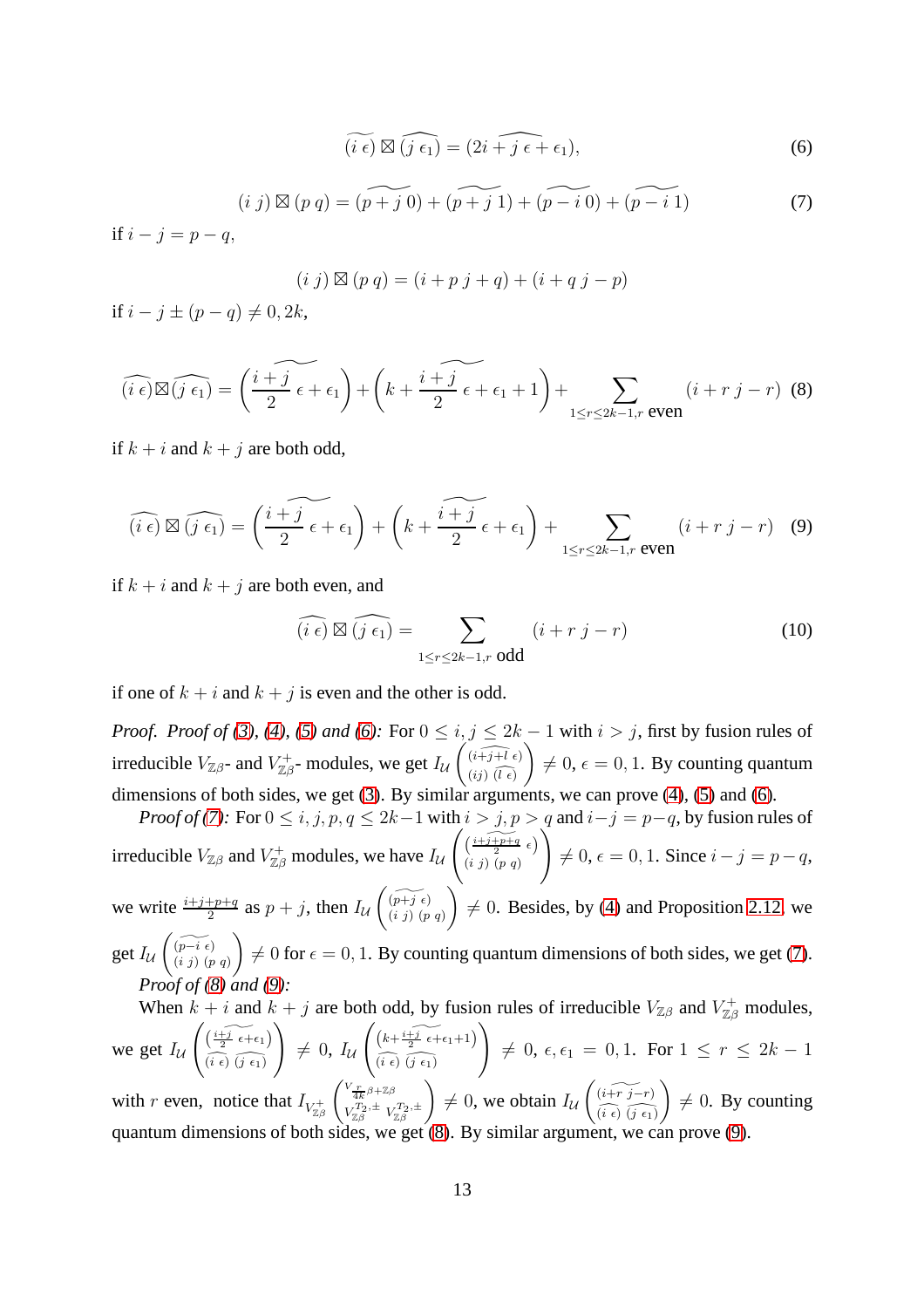$$\widetilde{(i\ \epsilon)} \boxtimes \widehat{(j\ \epsilon_1)} = (\widehat{2i+j\ \epsilon+\epsilon_1}), \tag{6}$$

$$(i\ j) \boxtimes (p\ q) = (\widetilde{p+j\ 0}) + (\widetilde{p+j\ 1}) + (\widetilde{p-i\ 0}) + (\widetilde{p-i\ 1}) \tag{7}$$

if $i - j = p - q$,

$$(i\ j) \boxtimes (p\ q) = (i+p\ j+q) + (i+q\ j-p)$$

if $i - j \pm (p - q) \neq 0, 2k$,

$$\widehat{(i\ \epsilon)} \boxtimes \widehat{(j\ \epsilon_1)} = \left(\widetilde{\frac{i+j}{2}\ \epsilon+\epsilon_1}\right) + \left(\widetilde{k+\frac{i+j}{2}\ \epsilon+\epsilon_1+1}\right) + \sum_{1\leq r\leq 2k-1, r \text{ even}} (i+r\ j-r) \tag{8}$$

if $k + i$ and $k + j$ are both odd,

$$\widehat{(i\ \epsilon)} \boxtimes \widehat{(j\ \epsilon_1)} = \left(\widetilde{\frac{i+j}{2}\ \epsilon+\epsilon_1}\right) + \left(\widetilde{k+\frac{i+j}{2}\ \epsilon+\epsilon_1}\right) + \sum_{1\leq r\leq 2k-1, r \text{ even}} (i+r\ j-r) \tag{9}$$

if $k + i$ and $k + j$ are both even, and

$$\widehat{(i\ \epsilon)} \boxtimes \widehat{(j\ \epsilon_1)} = \sum_{1\leq r\leq 2k-1, r \text{ odd}} (i+r\ j-r) \tag{10}$$

if one of $k + i$ and $k + j$ is even and the other is odd.

*Proof. Proof of (3), (4), (5) and (6):* For $0 \leq i, j \leq 2k-1$ with $i > j$, first by fusion rules of irreducible $V_{\mathbb{Z}\beta}$- and $V_{\mathbb{Z}\beta}^+$- modules, we get $I_{\mathcal{U}}\begin{pmatrix} (\widehat{i+j+l\ \epsilon}) \\ (ij)\ \widehat{(l\ \epsilon)} \end{pmatrix} \neq 0$, $\epsilon = 0, 1$. By counting quantum dimensions of both sides, we get (3). By similar arguments, we can prove (4), (5) and (6).

*Proof of (7):* For $0 \leq i, j, p, q \leq 2k-1$ with $i > j, p > q$ and $i - j = p - q$, by fusion rules of irreducible $V_{\mathbb{Z}\beta}$ and $V_{\mathbb{Z}\beta}^+$ modules, we have $I_{\mathcal{U}}\begin{pmatrix} (\widetilde{\frac{i+j+p+q}{2}\ \epsilon}) \\ (i\ j)\ (p\ q) \end{pmatrix} \neq 0$, $\epsilon = 0, 1$. Since $i - j = p - q$, we write $\frac{i+j+p+q}{2}$ as $p + j$, then $I_{\mathcal{U}}\begin{pmatrix} (\widetilde{p+j\ \epsilon}) \\ (i\ j)\ (p\ q) \end{pmatrix} \neq 0$. Besides, by (4) and Proposition 2.12, we get $I_{\mathcal{U}}\begin{pmatrix} (\widetilde{p-i\ \epsilon}) \\ (i\ j)\ (p\ q) \end{pmatrix} \neq 0$ for $\epsilon = 0, 1$. By counting quantum dimensions of both sides, we get (7).

*Proof of (8) and (9):*

When $k + i$ and $k + j$ are both odd, by fusion rules of irreducible $V_{\mathbb{Z}\beta}$ and $V_{\mathbb{Z}\beta}^+$ modules, we get $I_{\mathcal{U}}\begin{pmatrix} (\widetilde{\frac{i+j}{2}\ \epsilon+\epsilon_1}) \\ \widehat{(i\ \epsilon)}\ \widehat{(j\ \epsilon_1)} \end{pmatrix} \neq 0$, $I_{\mathcal{U}}\begin{pmatrix} (\widetilde{k+\frac{i+j}{2}\ \epsilon+\epsilon_1+1}) \\ \widehat{(i\ \epsilon)}\ \widehat{(j\ \epsilon_1)} \end{pmatrix} \neq 0$, $\epsilon, \epsilon_1 = 0, 1$. For $1 \leq r \leq 2k-1$ with $r$ even, notice that $I_{V_{\mathbb{Z}\beta}^+}\begin{pmatrix} V_{\frac{r}{4k}\beta+\mathbb{Z}\beta} \\ V_{\mathbb{Z}\beta}^{T_2,\pm}\ V_{\mathbb{Z}\beta}^{T_2,\pm} \end{pmatrix} \neq 0$, we obtain $I_{\mathcal{U}}\begin{pmatrix} (\widetilde{i+r\ j-r}) \\ \widehat{(i\ \epsilon)}\ \widehat{(j\ \epsilon_1)} \end{pmatrix} \neq 0$. By counting quantum dimensions of both sides, we get (8). By similar argument, we can prove (9).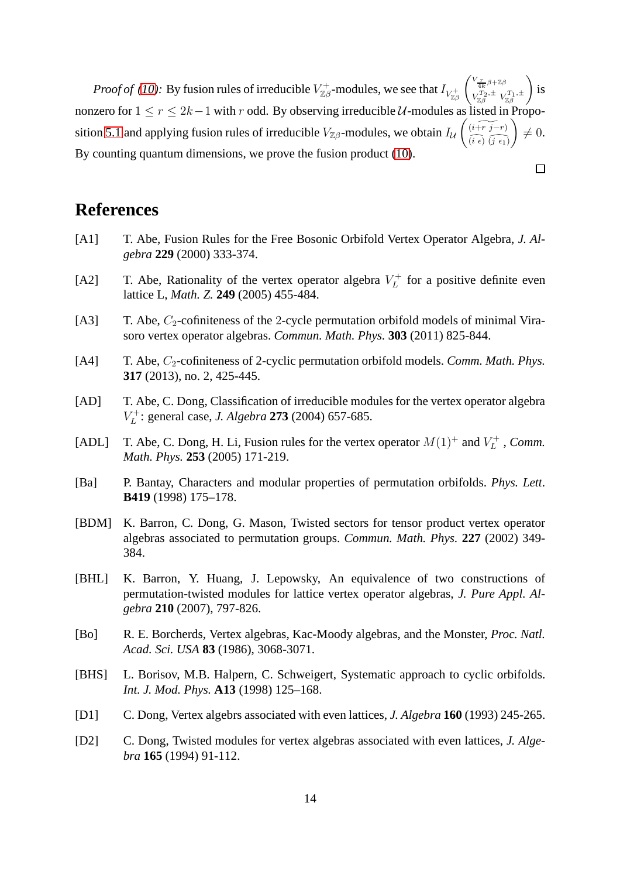*Proof of (10):* By fusion rules of irreducible $V_{\mathbb{Z}\beta}^+$-modules, we see that $I_{V_{\mathbb{Z}\beta}^+}\begin{pmatrix} V_{\frac{r}{4k}\beta+\mathbb{Z}\beta} \\ V_{\mathbb{Z}\beta}^{T_2,\pm}\ V_{\mathbb{Z}\beta}^{T_1,\pm} \end{pmatrix}$ is nonzero for $1 \le r \le 2k-1$ with $r$ odd. By observing irreducible $\mathcal{U}$-modules as listed in Proposition 5.1 and applying fusion rules of irreducible $V_{\mathbb{Z}\beta}$-modules, we obtain $I_{\mathcal{U}}\begin{pmatrix} \widetilde{(i+r\ j-r)} \\ \widehat{(i\ \epsilon)}\ \widehat{(j\ \epsilon_1)} \end{pmatrix} \neq 0$. By counting quantum dimensions, we prove the fusion product (10).

□

# References

[A1] T. Abe, Fusion Rules for the Free Bosonic Orbifold Vertex Operator Algebra, *J. Algebra* **229** (2000) 333-374.

[A2] T. Abe, Rationality of the vertex operator algebra $V_L^+$ for a positive definite even lattice L, *Math. Z.* **249** (2005) 455-484.

[A3] T. Abe, $C_2$-cofiniteness of the 2-cycle permutation orbifold models of minimal Virasoro vertex operator algebras. *Commun. Math. Phys.* **303** (2011) 825-844.

[A4] T. Abe, $C_2$-cofiniteness of 2-cyclic permutation orbifold models. *Comm. Math. Phys.* **317** (2013), no. 2, 425-445.

[AD] T. Abe, C. Dong, Classification of irreducible modules for the vertex operator algebra $V_L^+$: general case, *J. Algebra* **273** (2004) 657-685.

[ADL] T. Abe, C. Dong, H. Li, Fusion rules for the vertex operator $M(1)^+$ and $V_L^+$ , *Comm. Math. Phys.* **253** (2005) 171-219.

[Ba] P. Bantay, Characters and modular properties of permutation orbifolds. *Phys. Lett.* **B419** (1998) 175–178.

[BDM] K. Barron, C. Dong, G. Mason, Twisted sectors for tensor product vertex operator algebras associated to permutation groups. *Commun. Math. Phys.* **227** (2002) 349-384.

[BHL] K. Barron, Y. Huang, J. Lepowsky, An equivalence of two constructions of permutation-twisted modules for lattice vertex operator algebras, *J. Pure Appl. Algebra* **210** (2007), 797-826.

[Bo] R. E. Borcherds, Vertex algebras, Kac-Moody algebras, and the Monster, *Proc. Natl. Acad. Sci. USA* **83** (1986), 3068-3071.

[BHS] L. Borisov, M.B. Halpern, C. Schweigert, Systematic approach to cyclic orbifolds. *Int. J. Mod. Phys.* **A13** (1998) 125–168.

[D1] C. Dong, Vertex algebrs associated with even lattices, *J. Algebra* **160** (1993) 245-265.

[D2] C. Dong, Twisted modules for vertex algebras associated with even lattices, *J. Algebra* **165** (1994) 91-112.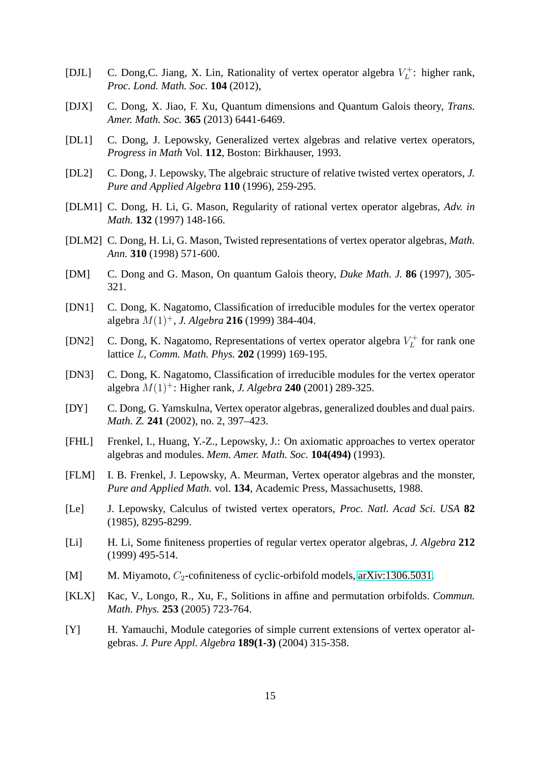[DJL] C. Dong,C. Jiang, X. Lin, Rationality of vertex operator algebra $V_L^+$: higher rank, *Proc. Lond. Math. Soc.* **104** (2012),

[DJX] C. Dong, X. Jiao, F. Xu, Quantum dimensions and Quantum Galois theory, *Trans. Amer. Math. Soc.* **365** (2013) 6441-6469.

[DL1] C. Dong, J. Lepowsky, Generalized vertex algebras and relative vertex operators, *Progress in Math* Vol. **112**, Boston: Birkhauser, 1993.

[DL2] C. Dong, J. Lepowsky, The algebraic structure of relative twisted vertex operators, *J. Pure and Applied Algebra* **110** (1996), 259-295.

[DLM1] C. Dong, H. Li, G. Mason, Regularity of rational vertex operator algebras, *Adv. in Math.* **132** (1997) 148-166.

[DLM2] C. Dong, H. Li, G. Mason, Twisted representations of vertex operator algebras, *Math. Ann.* **310** (1998) 571-600.

[DM] C. Dong and G. Mason, On quantum Galois theory, *Duke Math. J.* **86** (1997), 305-321.

[DN1] C. Dong, K. Nagatomo, Classification of irreducible modules for the vertex operator algebra $M(1)^+$, *J. Algebra* **216** (1999) 384-404.

[DN2] C. Dong, K. Nagatomo, Representations of vertex operator algebra $V_L^+$ for rank one lattice $L$, *Comm. Math. Phys.* **202** (1999) 169-195.

[DN3] C. Dong, K. Nagatomo, Classification of irreducible modules for the vertex operator algebra $M(1)^+$: Higher rank, *J. Algebra* **240** (2001) 289-325.

[DY] C. Dong, G. Yamskulna, Vertex operator algebras, generalized doubles and dual pairs. *Math. Z.* **241** (2002), no. 2, 397–423.

[FHL] Frenkel, I., Huang, Y.-Z., Lepowsky, J.: On axiomatic approaches to vertex operator algebras and modules. *Mem. Amer. Math. Soc.* **104(494)** (1993).

[FLM] I. B. Frenkel, J. Lepowsky, A. Meurman, Vertex operator algebras and the monster, *Pure and Applied Math.* vol. **134**, Academic Press, Massachusetts, 1988.

[Le] J. Lepowsky, Calculus of twisted vertex operators, *Proc. Natl. Acad Sci. USA* **82** (1985), 8295-8299.

[Li] H. Li, Some finiteness properties of regular vertex operator algebras, *J. Algebra* **212** (1999) 495-514.

[M] M. Miyamoto, $C_2$-cofiniteness of cyclic-orbifold models, arXiv:1306.5031.

[KLX] Kac, V., Longo, R., Xu, F., Solitions in affine and permutation orbifolds. *Commun. Math. Phys.* **253** (2005) 723-764.

[Y] H. Yamauchi, Module categories of simple current extensions of vertex operator algebras. *J. Pure Appl. Algebra* **189(1-3)** (2004) 315-358.